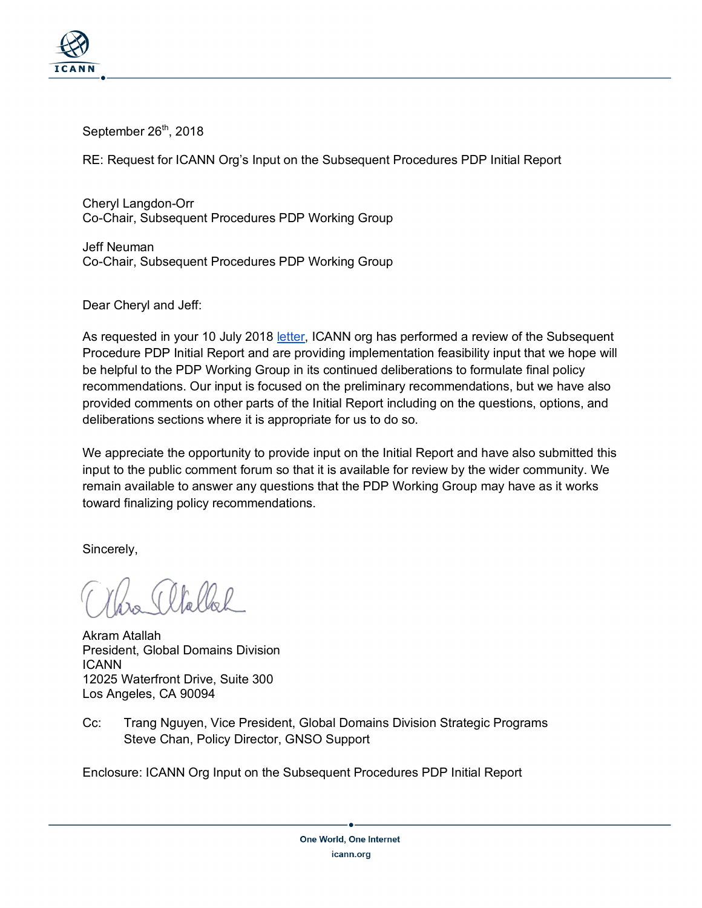September 26th, 2018

RE: Request for ICANN Org's Input on the Subsequent Procedures PDP Initial Report

Cheryl Langdon-Orr
Co-Chair, Subsequent Procedures PDP Working Group

Jeff Neuman
Co-Chair, Subsequent Procedures PDP Working Group

Dear Cheryl and Jeff:

As requested in your 10 July 2018 letter, ICANN org has performed a review of the Subsequent Procedure PDP Initial Report and are providing implementation feasibility input that we hope will be helpful to the PDP Working Group in its continued deliberations to formulate final policy recommendations. Our input is focused on the preliminary recommendations, but we have also provided comments on other parts of the Initial Report including on the questions, options, and deliberations sections where it is appropriate for us to do so.

We appreciate the opportunity to provide input on the Initial Report and have also submitted this input to the public comment forum so that it is available for review by the wider community. We remain available to answer any questions that the PDP Working Group may have as it works toward finalizing policy recommendations.

Sincerely,

Akram Atallah
President, Global Domains Division
ICANN
12025 Waterfront Drive, Suite 300
Los Angeles, CA 90094

Cc: Trang Nguyen, Vice President, Global Domains Division Strategic Programs
Steve Chan, Policy Director, GNSO Support

Enclosure: ICANN Org Input on the Subsequent Procedures PDP Initial Report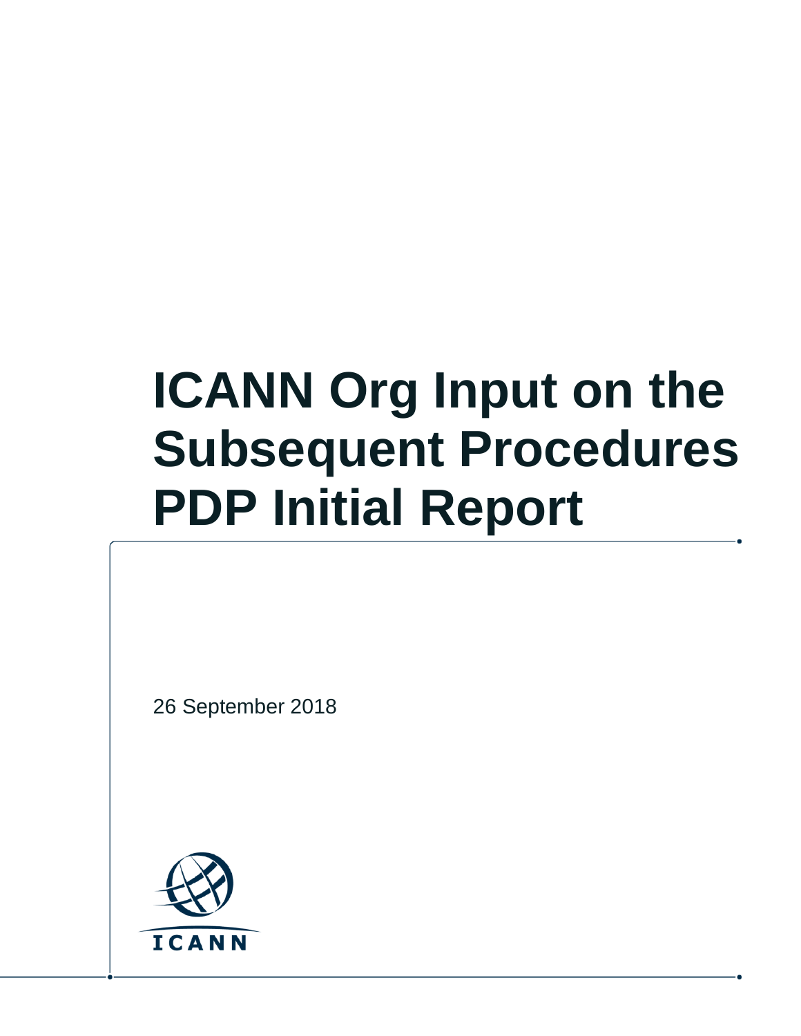# ICANN Org Input on the Subsequent Procedures PDP Initial Report

26 September 2018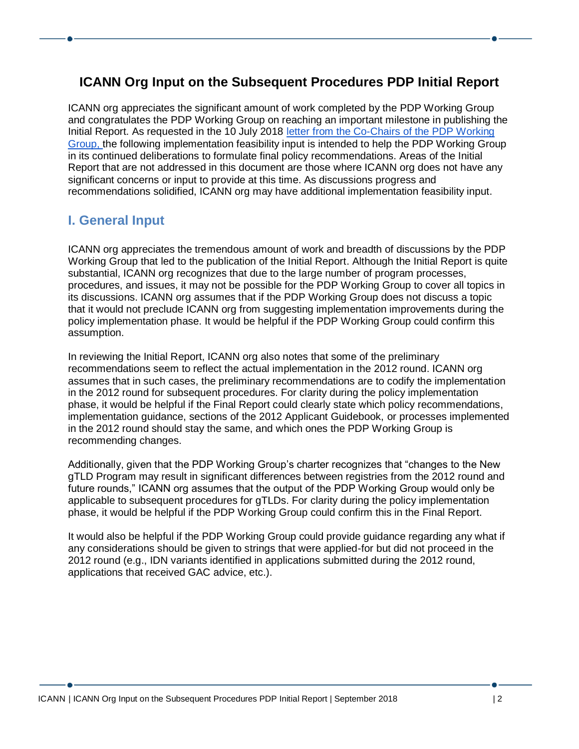## ICANN Org Input on the Subsequent Procedures PDP Initial Report

ICANN org appreciates the significant amount of work completed by the PDP Working Group and congratulates the PDP Working Group on reaching an important milestone in publishing the Initial Report. As requested in the 10 July 2018 [letter from the Co-Chairs of the PDP Working Group,]() the following implementation feasibility input is intended to help the PDP Working Group in its continued deliberations to formulate final policy recommendations. Areas of the Initial Report that are not addressed in this document are those where ICANN org does not have any significant concerns or input to provide at this time. As discussions progress and recommendations solidified, ICANN org may have additional implementation feasibility input.

## I. General Input

ICANN org appreciates the tremendous amount of work and breadth of discussions by the PDP Working Group that led to the publication of the Initial Report. Although the Initial Report is quite substantial, ICANN org recognizes that due to the large number of program processes, procedures, and issues, it may not be possible for the PDP Working Group to cover all topics in its discussions. ICANN org assumes that if the PDP Working Group does not discuss a topic that it would not preclude ICANN org from suggesting implementation improvements during the policy implementation phase. It would be helpful if the PDP Working Group could confirm this assumption.

In reviewing the Initial Report, ICANN org also notes that some of the preliminary recommendations seem to reflect the actual implementation in the 2012 round. ICANN org assumes that in such cases, the preliminary recommendations are to codify the implementation in the 2012 round for subsequent procedures. For clarity during the policy implementation phase, it would be helpful if the Final Report could clearly state which policy recommendations, implementation guidance, sections of the 2012 Applicant Guidebook, or processes implemented in the 2012 round should stay the same, and which ones the PDP Working Group is recommending changes.

Additionally, given that the PDP Working Group's charter recognizes that "changes to the New gTLD Program may result in significant differences between registries from the 2012 round and future rounds," ICANN org assumes that the output of the PDP Working Group would only be applicable to subsequent procedures for gTLDs. For clarity during the policy implementation phase, it would be helpful if the PDP Working Group could confirm this in the Final Report.

It would also be helpful if the PDP Working Group could provide guidance regarding any what if any considerations should be given to strings that were applied-for but did not proceed in the 2012 round (e.g., IDN variants identified in applications submitted during the 2012 round, applications that received GAC advice, etc.).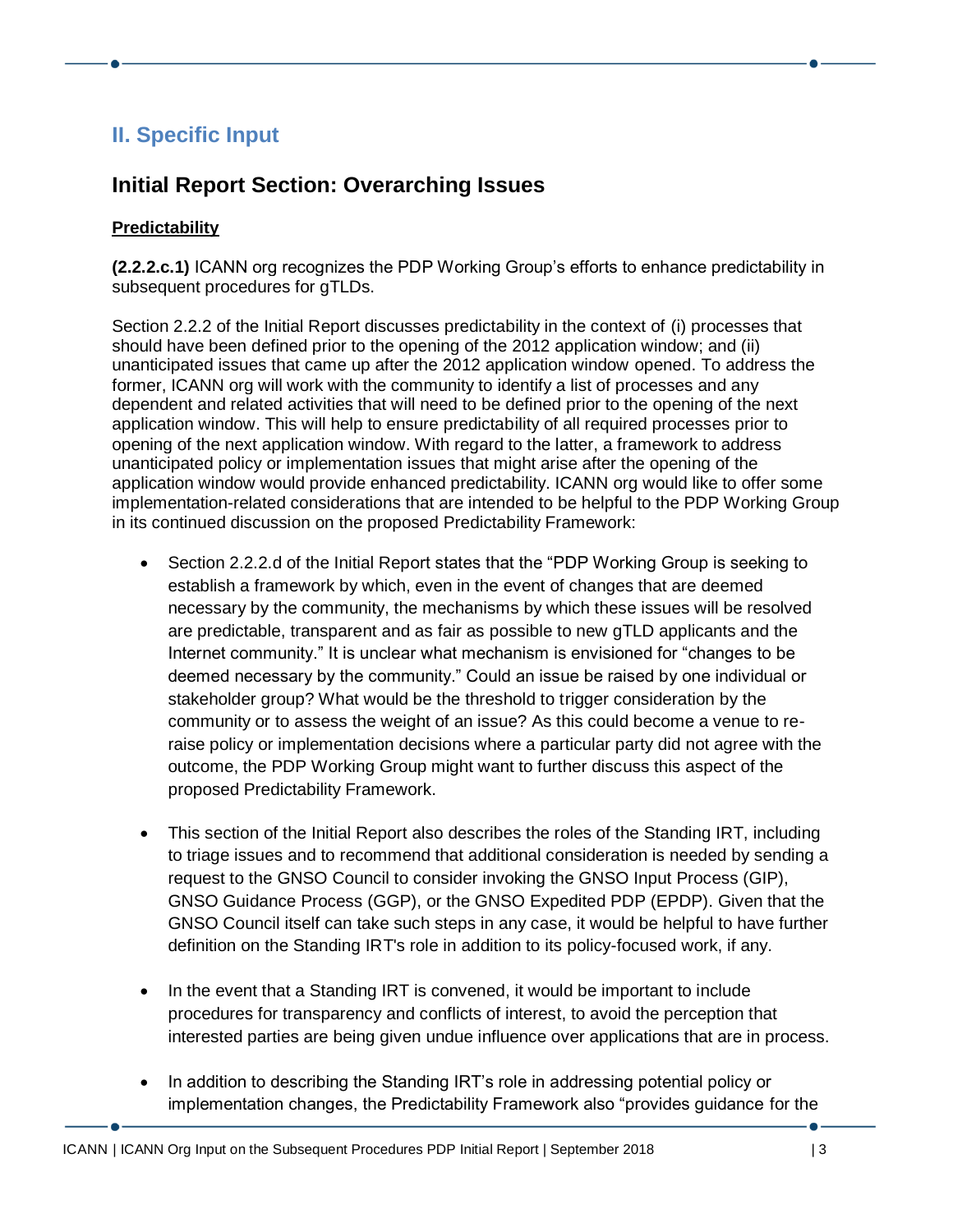## II. Specific Input

## Initial Report Section: Overarching Issues

**Predictability**

**(2.2.2.c.1)** ICANN org recognizes the PDP Working Group's efforts to enhance predictability in subsequent procedures for gTLDs.

Section 2.2.2 of the Initial Report discusses predictability in the context of (i) processes that should have been defined prior to the opening of the 2012 application window; and (ii) unanticipated issues that came up after the 2012 application window opened. To address the former, ICANN org will work with the community to identify a list of processes and any dependent and related activities that will need to be defined prior to the opening of the next application window. This will help to ensure predictability of all required processes prior to opening of the next application window. With regard to the latter, a framework to address unanticipated policy or implementation issues that might arise after the opening of the application window would provide enhanced predictability. ICANN org would like to offer some implementation-related considerations that are intended to be helpful to the PDP Working Group in its continued discussion on the proposed Predictability Framework:

- Section 2.2.2.d of the Initial Report states that the "PDP Working Group is seeking to establish a framework by which, even in the event of changes that are deemed necessary by the community, the mechanisms by which these issues will be resolved are predictable, transparent and as fair as possible to new gTLD applicants and the Internet community." It is unclear what mechanism is envisioned for "changes to be deemed necessary by the community." Could an issue be raised by one individual or stakeholder group? What would be the threshold to trigger consideration by the community or to assess the weight of an issue? As this could become a venue to re-raise policy or implementation decisions where a particular party did not agree with the outcome, the PDP Working Group might want to further discuss this aspect of the proposed Predictability Framework.

- This section of the Initial Report also describes the roles of the Standing IRT, including to triage issues and to recommend that additional consideration is needed by sending a request to the GNSO Council to consider invoking the GNSO Input Process (GIP), GNSO Guidance Process (GGP), or the GNSO Expedited PDP (EPDP). Given that the GNSO Council itself can take such steps in any case, it would be helpful to have further definition on the Standing IRT's role in addition to its policy-focused work, if any.

- In the event that a Standing IRT is convened, it would be important to include procedures for transparency and conflicts of interest, to avoid the perception that interested parties are being given undue influence over applications that are in process.

- In addition to describing the Standing IRT's role in addressing potential policy or implementation changes, the Predictability Framework also "provides guidance for the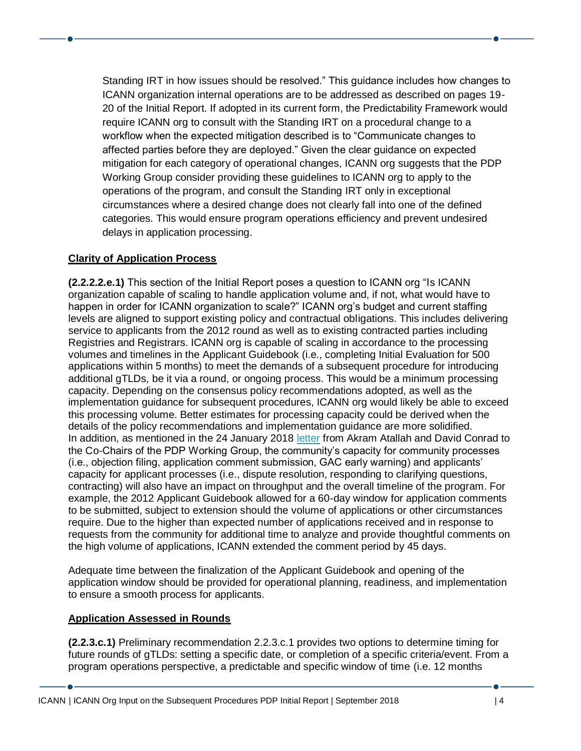Standing IRT in how issues should be resolved." This guidance includes how changes to ICANN organization internal operations are to be addressed as described on pages 19-20 of the Initial Report. If adopted in its current form, the Predictability Framework would require ICANN org to consult with the Standing IRT on a procedural change to a workflow when the expected mitigation described is to "Communicate changes to affected parties before they are deployed." Given the clear guidance on expected mitigation for each category of operational changes, ICANN org suggests that the PDP Working Group consider providing these guidelines to ICANN org to apply to the operations of the program, and consult the Standing IRT only in exceptional circumstances where a desired change does not clearly fall into one of the defined categories. This would ensure program operations efficiency and prevent undesired delays in application processing.

## Clarity of Application Process

**(2.2.2.2.e.1)** This section of the Initial Report poses a question to ICANN org "Is ICANN organization capable of scaling to handle application volume and, if not, what would have to happen in order for ICANN organization to scale?" ICANN org's budget and current staffing levels are aligned to support existing policy and contractual obligations. This includes delivering service to applicants from the 2012 round as well as to existing contracted parties including Registries and Registrars. ICANN org is capable of scaling in accordance to the processing volumes and timelines in the Applicant Guidebook (i.e., completing Initial Evaluation for 500 applications within 5 months) to meet the demands of a subsequent procedure for introducing additional gTLDs, be it via a round, or ongoing process. This would be a minimum processing capacity. Depending on the consensus policy recommendations adopted, as well as the implementation guidance for subsequent procedures, ICANN org would likely be able to exceed this processing volume. Better estimates for processing capacity could be derived when the details of the policy recommendations and implementation guidance are more solidified. In addition, as mentioned in the 24 January 2018 letter from Akram Atallah and David Conrad to the Co-Chairs of the PDP Working Group, the community's capacity for community processes (i.e., objection filing, application comment submission, GAC early warning) and applicants' capacity for applicant processes (i.e., dispute resolution, responding to clarifying questions, contracting) will also have an impact on throughput and the overall timeline of the program. For example, the 2012 Applicant Guidebook allowed for a 60-day window for application comments to be submitted, subject to extension should the volume of applications or other circumstances require. Due to the higher than expected number of applications received and in response to requests from the community for additional time to analyze and provide thoughtful comments on the high volume of applications, ICANN extended the comment period by 45 days.

Adequate time between the finalization of the Applicant Guidebook and opening of the application window should be provided for operational planning, readiness, and implementation to ensure a smooth process for applicants.

## Application Assessed in Rounds

**(2.2.3.c.1)** Preliminary recommendation 2.2.3.c.1 provides two options to determine timing for future rounds of gTLDs: setting a specific date, or completion of a specific criteria/event. From a program operations perspective, a predictable and specific window of time (i.e. 12 months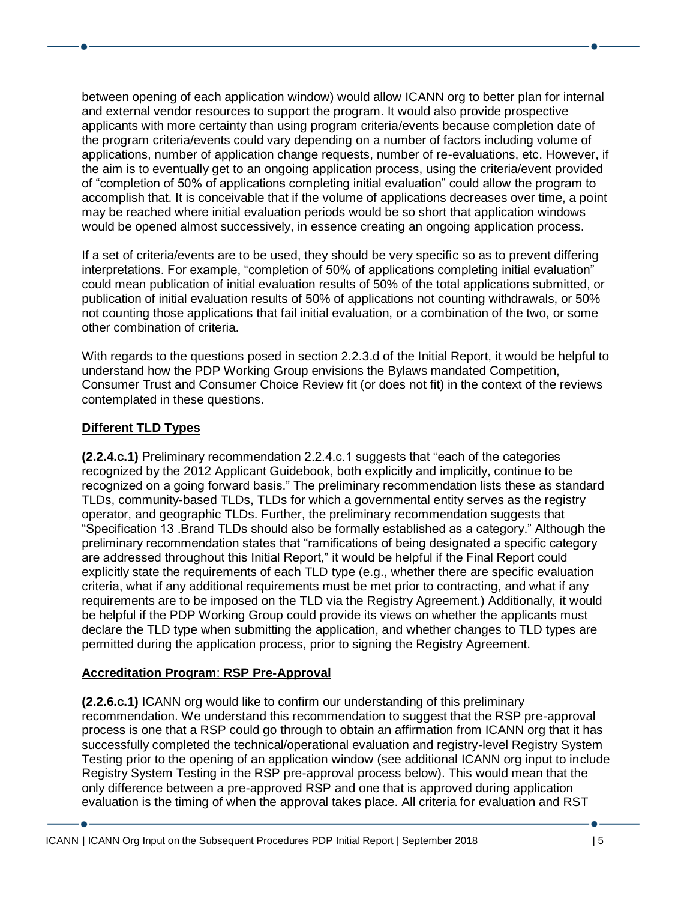between opening of each application window) would allow ICANN org to better plan for internal and external vendor resources to support the program. It would also provide prospective applicants with more certainty than using program criteria/events because completion date of the program criteria/events could vary depending on a number of factors including volume of applications, number of application change requests, number of re-evaluations, etc. However, if the aim is to eventually get to an ongoing application process, using the criteria/event provided of "completion of 50% of applications completing initial evaluation" could allow the program to accomplish that. It is conceivable that if the volume of applications decreases over time, a point may be reached where initial evaluation periods would be so short that application windows would be opened almost successively, in essence creating an ongoing application process.

If a set of criteria/events are to be used, they should be very specific so as to prevent differing interpretations. For example, "completion of 50% of applications completing initial evaluation" could mean publication of initial evaluation results of 50% of the total applications submitted, or publication of initial evaluation results of 50% of applications not counting withdrawals, or 50% not counting those applications that fail initial evaluation, or a combination of the two, or some other combination of criteria.

With regards to the questions posed in section 2.2.3.d of the Initial Report, it would be helpful to understand how the PDP Working Group envisions the Bylaws mandated Competition, Consumer Trust and Consumer Choice Review fit (or does not fit) in the context of the reviews contemplated in these questions.

**Different TLD Types**

**(2.2.4.c.1)** Preliminary recommendation 2.2.4.c.1 suggests that "each of the categories recognized by the 2012 Applicant Guidebook, both explicitly and implicitly, continue to be recognized on a going forward basis." The preliminary recommendation lists these as standard TLDs, community-based TLDs, TLDs for which a governmental entity serves as the registry operator, and geographic TLDs. Further, the preliminary recommendation suggests that "Specification 13 .Brand TLDs should also be formally established as a category." Although the preliminary recommendation states that "ramifications of being designated a specific category are addressed throughout this Initial Report," it would be helpful if the Final Report could explicitly state the requirements of each TLD type (e.g., whether there are specific evaluation criteria, what if any additional requirements must be met prior to contracting, and what if any requirements are to be imposed on the TLD via the Registry Agreement.) Additionally, it would be helpful if the PDP Working Group could provide its views on whether the applicants must declare the TLD type when submitting the application, and whether changes to TLD types are permitted during the application process, prior to signing the Registry Agreement.

**Accreditation Program: RSP Pre-Approval**

**(2.2.6.c.1)** ICANN org would like to confirm our understanding of this preliminary recommendation. We understand this recommendation to suggest that the RSP pre-approval process is one that a RSP could go through to obtain an affirmation from ICANN org that it has successfully completed the technical/operational evaluation and registry-level Registry System Testing prior to the opening of an application window (see additional ICANN org input to include Registry System Testing in the RSP pre-approval process below). This would mean that the only difference between a pre-approved RSP and one that is approved during application evaluation is the timing of when the approval takes place. All criteria for evaluation and RST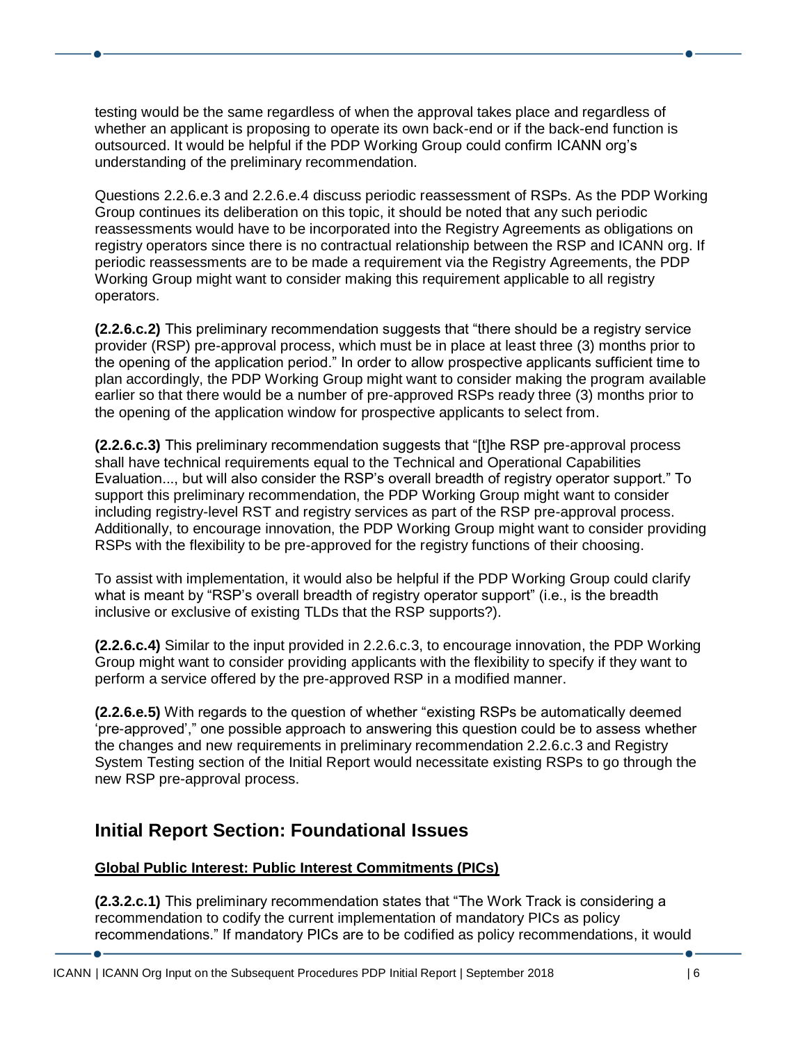testing would be the same regardless of when the approval takes place and regardless of whether an applicant is proposing to operate its own back-end or if the back-end function is outsourced. It would be helpful if the PDP Working Group could confirm ICANN org's understanding of the preliminary recommendation.

Questions 2.2.6.e.3 and 2.2.6.e.4 discuss periodic reassessment of RSPs. As the PDP Working Group continues its deliberation on this topic, it should be noted that any such periodic reassessments would have to be incorporated into the Registry Agreements as obligations on registry operators since there is no contractual relationship between the RSP and ICANN org. If periodic reassessments are to be made a requirement via the Registry Agreements, the PDP Working Group might want to consider making this requirement applicable to all registry operators.

**(2.2.6.c.2)** This preliminary recommendation suggests that "there should be a registry service provider (RSP) pre-approval process, which must be in place at least three (3) months prior to the opening of the application period." In order to allow prospective applicants sufficient time to plan accordingly, the PDP Working Group might want to consider making the program available earlier so that there would be a number of pre-approved RSPs ready three (3) months prior to the opening of the application window for prospective applicants to select from.

**(2.2.6.c.3)** This preliminary recommendation suggests that "[t]he RSP pre-approval process shall have technical requirements equal to the Technical and Operational Capabilities Evaluation..., but will also consider the RSP's overall breadth of registry operator support." To support this preliminary recommendation, the PDP Working Group might want to consider including registry-level RST and registry services as part of the RSP pre-approval process. Additionally, to encourage innovation, the PDP Working Group might want to consider providing RSPs with the flexibility to be pre-approved for the registry functions of their choosing.

To assist with implementation, it would also be helpful if the PDP Working Group could clarify what is meant by "RSP's overall breadth of registry operator support" (i.e., is the breadth inclusive or exclusive of existing TLDs that the RSP supports?).

**(2.2.6.c.4)** Similar to the input provided in 2.2.6.c.3, to encourage innovation, the PDP Working Group might want to consider providing applicants with the flexibility to specify if they want to perform a service offered by the pre-approved RSP in a modified manner.

**(2.2.6.e.5)** With regards to the question of whether "existing RSPs be automatically deemed 'pre-approved'," one possible approach to answering this question could be to assess whether the changes and new requirements in preliminary recommendation 2.2.6.c.3 and Registry System Testing section of the Initial Report would necessitate existing RSPs to go through the new RSP pre-approval process.

## Initial Report Section: Foundational Issues

**Global Public Interest: Public Interest Commitments (PICs)**

**(2.3.2.c.1)** This preliminary recommendation states that "The Work Track is considering a recommendation to codify the current implementation of mandatory PICs as policy recommendations." If mandatory PICs are to be codified as policy recommendations, it would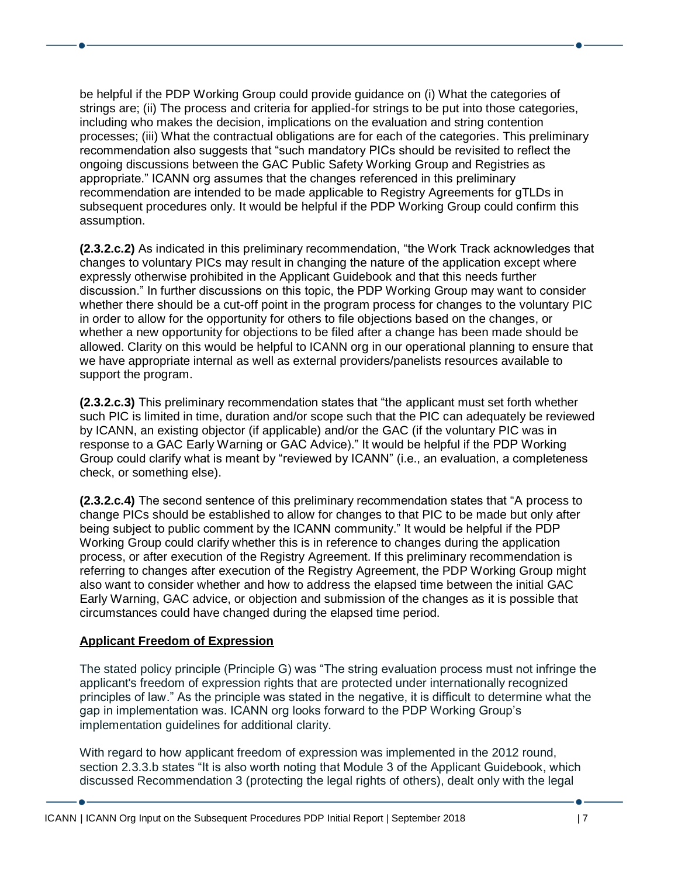be helpful if the PDP Working Group could provide guidance on (i) What the categories of strings are; (ii) The process and criteria for applied-for strings to be put into those categories, including who makes the decision, implications on the evaluation and string contention processes; (iii) What the contractual obligations are for each of the categories. This preliminary recommendation also suggests that "such mandatory PICs should be revisited to reflect the ongoing discussions between the GAC Public Safety Working Group and Registries as appropriate." ICANN org assumes that the changes referenced in this preliminary recommendation are intended to be made applicable to Registry Agreements for gTLDs in subsequent procedures only. It would be helpful if the PDP Working Group could confirm this assumption.

**(2.3.2.c.2)** As indicated in this preliminary recommendation, "the Work Track acknowledges that changes to voluntary PICs may result in changing the nature of the application except where expressly otherwise prohibited in the Applicant Guidebook and that this needs further discussion." In further discussions on this topic, the PDP Working Group may want to consider whether there should be a cut-off point in the program process for changes to the voluntary PIC in order to allow for the opportunity for others to file objections based on the changes, or whether a new opportunity for objections to be filed after a change has been made should be allowed. Clarity on this would be helpful to ICANN org in our operational planning to ensure that we have appropriate internal as well as external providers/panelists resources available to support the program.

**(2.3.2.c.3)** This preliminary recommendation states that "the applicant must set forth whether such PIC is limited in time, duration and/or scope such that the PIC can adequately be reviewed by ICANN, an existing objector (if applicable) and/or the GAC (if the voluntary PIC was in response to a GAC Early Warning or GAC Advice)." It would be helpful if the PDP Working Group could clarify what is meant by "reviewed by ICANN" (i.e., an evaluation, a completeness check, or something else).

**(2.3.2.c.4)** The second sentence of this preliminary recommendation states that "A process to change PICs should be established to allow for changes to that PIC to be made but only after being subject to public comment by the ICANN community." It would be helpful if the PDP Working Group could clarify whether this is in reference to changes during the application process, or after execution of the Registry Agreement. If this preliminary recommendation is referring to changes after execution of the Registry Agreement, the PDP Working Group might also want to consider whether and how to address the elapsed time between the initial GAC Early Warning, GAC advice, or objection and submission of the changes as it is possible that circumstances could have changed during the elapsed time period.

**Applicant Freedom of Expression**

The stated policy principle (Principle G) was "The string evaluation process must not infringe the applicant's freedom of expression rights that are protected under internationally recognized principles of law." As the principle was stated in the negative, it is difficult to determine what the gap in implementation was. ICANN org looks forward to the PDP Working Group's implementation guidelines for additional clarity.

With regard to how applicant freedom of expression was implemented in the 2012 round, section 2.3.3.b states "It is also worth noting that Module 3 of the Applicant Guidebook, which discussed Recommendation 3 (protecting the legal rights of others), dealt only with the legal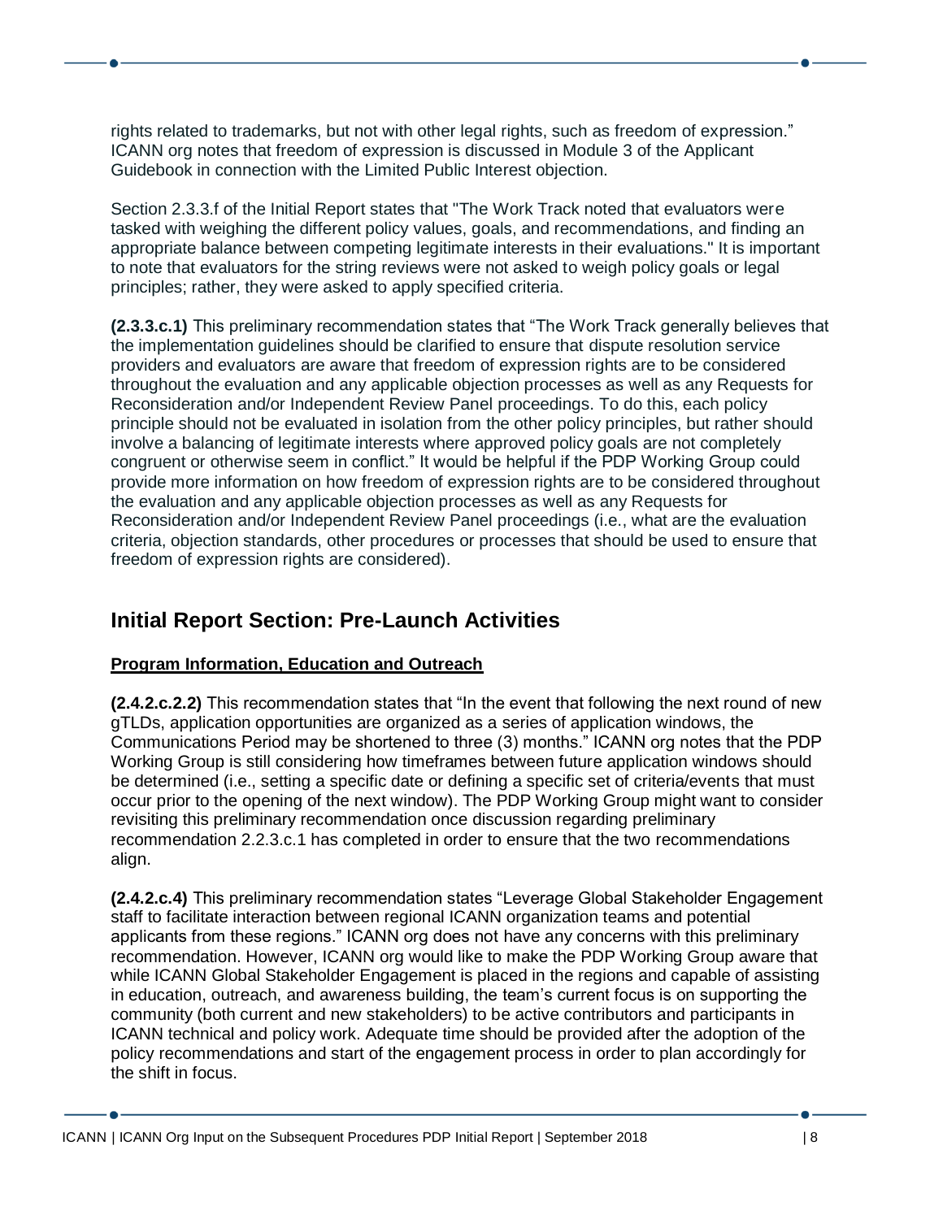rights related to trademarks, but not with other legal rights, such as freedom of expression." ICANN org notes that freedom of expression is discussed in Module 3 of the Applicant Guidebook in connection with the Limited Public Interest objection.

Section 2.3.3.f of the Initial Report states that "The Work Track noted that evaluators were tasked with weighing the different policy values, goals, and recommendations, and finding an appropriate balance between competing legitimate interests in their evaluations." It is important to note that evaluators for the string reviews were not asked to weigh policy goals or legal principles; rather, they were asked to apply specified criteria.

**(2.3.3.c.1)** This preliminary recommendation states that "The Work Track generally believes that the implementation guidelines should be clarified to ensure that dispute resolution service providers and evaluators are aware that freedom of expression rights are to be considered throughout the evaluation and any applicable objection processes as well as any Requests for Reconsideration and/or Independent Review Panel proceedings. To do this, each policy principle should not be evaluated in isolation from the other policy principles, but rather should involve a balancing of legitimate interests where approved policy goals are not completely congruent or otherwise seem in conflict." It would be helpful if the PDP Working Group could provide more information on how freedom of expression rights are to be considered throughout the evaluation and any applicable objection processes as well as any Requests for Reconsideration and/or Independent Review Panel proceedings (i.e., what are the evaluation criteria, objection standards, other procedures or processes that should be used to ensure that freedom of expression rights are considered).

## Initial Report Section: Pre-Launch Activities

**Program Information, Education and Outreach**

**(2.4.2.c.2.2)** This recommendation states that "In the event that following the next round of new gTLDs, application opportunities are organized as a series of application windows, the Communications Period may be shortened to three (3) months." ICANN org notes that the PDP Working Group is still considering how timeframes between future application windows should be determined (i.e., setting a specific date or defining a specific set of criteria/events that must occur prior to the opening of the next window). The PDP Working Group might want to consider revisiting this preliminary recommendation once discussion regarding preliminary recommendation 2.2.3.c.1 has completed in order to ensure that the two recommendations align.

**(2.4.2.c.4)** This preliminary recommendation states "Leverage Global Stakeholder Engagement staff to facilitate interaction between regional ICANN organization teams and potential applicants from these regions." ICANN org does not have any concerns with this preliminary recommendation. However, ICANN org would like to make the PDP Working Group aware that while ICANN Global Stakeholder Engagement is placed in the regions and capable of assisting in education, outreach, and awareness building, the team's current focus is on supporting the community (both current and new stakeholders) to be active contributors and participants in ICANN technical and policy work. Adequate time should be provided after the adoption of the policy recommendations and start of the engagement process in order to plan accordingly for the shift in focus.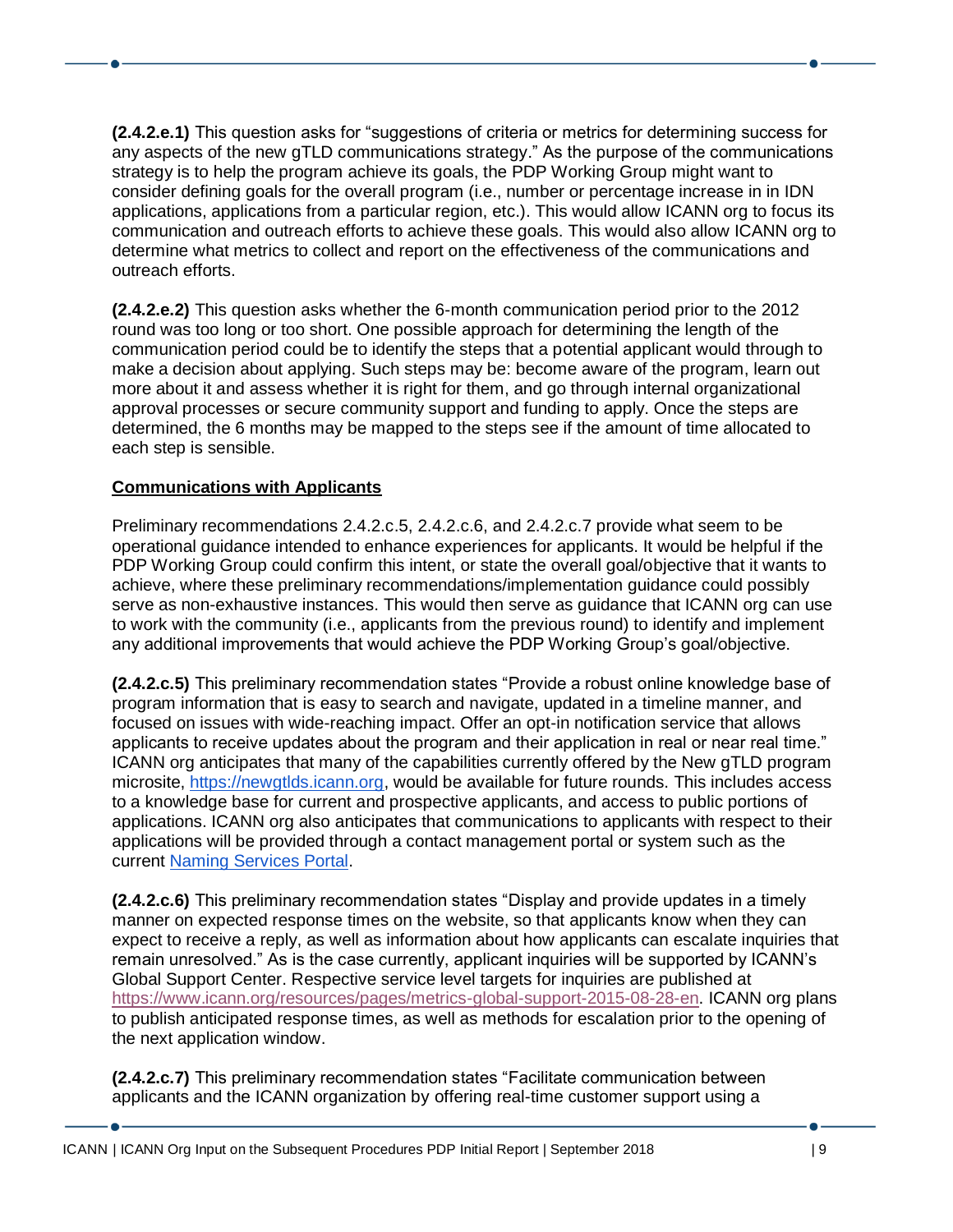**(2.4.2.e.1)** This question asks for "suggestions of criteria or metrics for determining success for any aspects of the new gTLD communications strategy." As the purpose of the communications strategy is to help the program achieve its goals, the PDP Working Group might want to consider defining goals for the overall program (i.e., number or percentage increase in in IDN applications, applications from a particular region, etc.). This would allow ICANN org to focus its communication and outreach efforts to achieve these goals. This would also allow ICANN org to determine what metrics to collect and report on the effectiveness of the communications and outreach efforts.

**(2.4.2.e.2)** This question asks whether the 6-month communication period prior to the 2012 round was too long or too short. One possible approach for determining the length of the communication period could be to identify the steps that a potential applicant would through to make a decision about applying. Such steps may be: become aware of the program, learn out more about it and assess whether it is right for them, and go through internal organizational approval processes or secure community support and funding to apply. Once the steps are determined, the 6 months may be mapped to the steps see if the amount of time allocated to each step is sensible.

**Communications with Applicants**

Preliminary recommendations 2.4.2.c.5, 2.4.2.c.6, and 2.4.2.c.7 provide what seem to be operational guidance intended to enhance experiences for applicants. It would be helpful if the PDP Working Group could confirm this intent, or state the overall goal/objective that it wants to achieve, where these preliminary recommendations/implementation guidance could possibly serve as non-exhaustive instances. This would then serve as guidance that ICANN org can use to work with the community (i.e., applicants from the previous round) to identify and implement any additional improvements that would achieve the PDP Working Group's goal/objective.

**(2.4.2.c.5)** This preliminary recommendation states "Provide a robust online knowledge base of program information that is easy to search and navigate, updated in a timeline manner, and focused on issues with wide-reaching impact. Offer an opt-in notification service that allows applicants to receive updates about the program and their application in real or near real time." ICANN org anticipates that many of the capabilities currently offered by the New gTLD program microsite, https://newgtlds.icann.org, would be available for future rounds. This includes access to a knowledge base for current and prospective applicants, and access to public portions of applications. ICANN org also anticipates that communications to applicants with respect to their applications will be provided through a contact management portal or system such as the current Naming Services Portal.

**(2.4.2.c.6)** This preliminary recommendation states "Display and provide updates in a timely manner on expected response times on the website, so that applicants know when they can expect to receive a reply, as well as information about how applicants can escalate inquiries that remain unresolved." As is the case currently, applicant inquiries will be supported by ICANN's Global Support Center. Respective service level targets for inquiries are published at https://www.icann.org/resources/pages/metrics-global-support-2015-08-28-en. ICANN org plans to publish anticipated response times, as well as methods for escalation prior to the opening of the next application window.

**(2.4.2.c.7)** This preliminary recommendation states "Facilitate communication between applicants and the ICANN organization by offering real-time customer support using a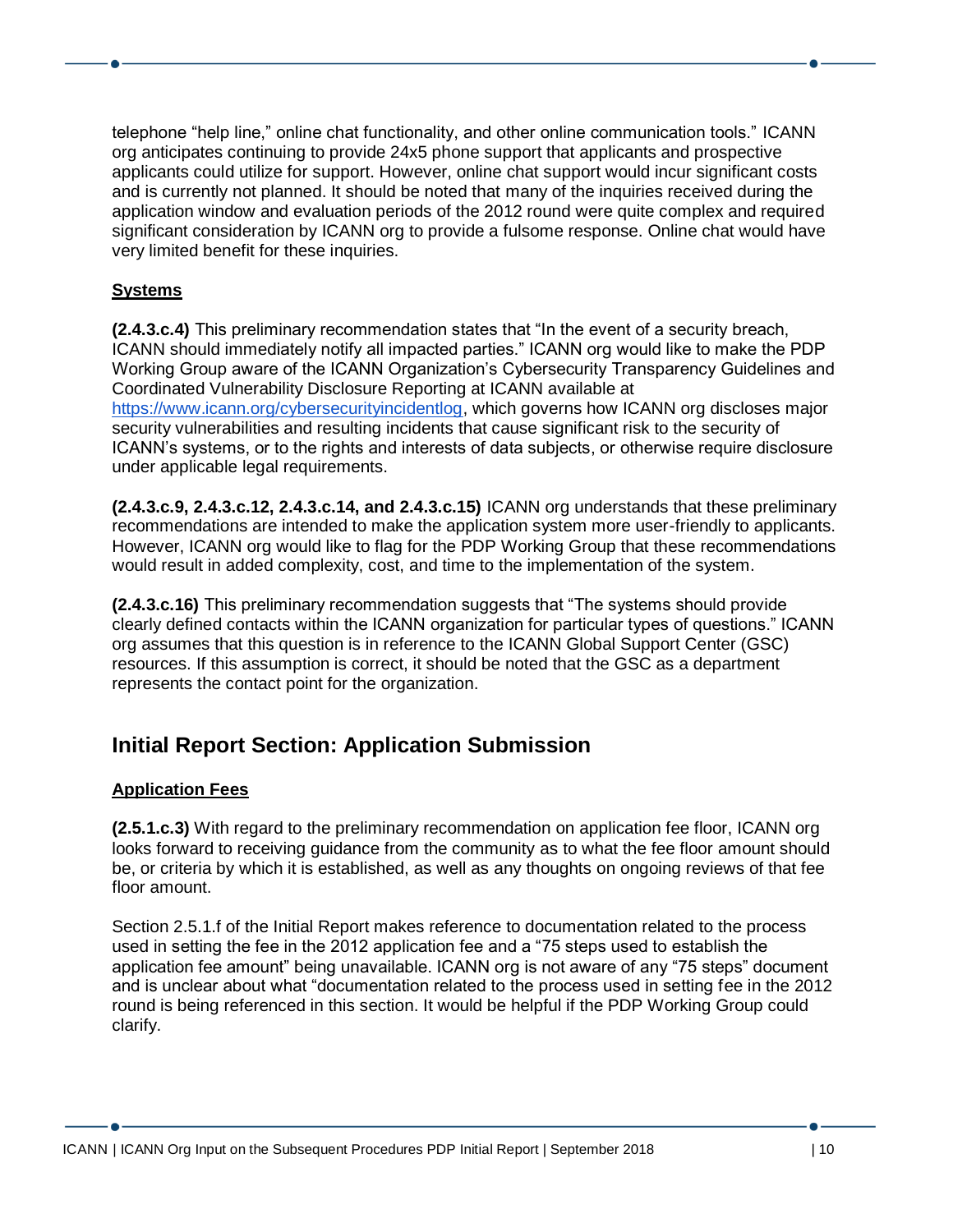telephone "help line," online chat functionality, and other online communication tools." ICANN org anticipates continuing to provide 24x5 phone support that applicants and prospective applicants could utilize for support. However, online chat support would incur significant costs and is currently not planned. It should be noted that many of the inquiries received during the application window and evaluation periods of the 2012 round were quite complex and required significant consideration by ICANN org to provide a fulsome response. Online chat would have very limited benefit for these inquiries.

### Systems

**(2.4.3.c.4)** This preliminary recommendation states that "In the event of a security breach, ICANN should immediately notify all impacted parties." ICANN org would like to make the PDP Working Group aware of the ICANN Organization's Cybersecurity Transparency Guidelines and Coordinated Vulnerability Disclosure Reporting at ICANN available at [https://www.icann.org/cybersecurityincidentlog](https://www.icann.org/cybersecurityincidentlog), which governs how ICANN org discloses major security vulnerabilities and resulting incidents that cause significant risk to the security of ICANN's systems, or to the rights and interests of data subjects, or otherwise require disclosure under applicable legal requirements.

**(2.4.3.c.9, 2.4.3.c.12, 2.4.3.c.14, and 2.4.3.c.15)** ICANN org understands that these preliminary recommendations are intended to make the application system more user-friendly to applicants. However, ICANN org would like to flag for the PDP Working Group that these recommendations would result in added complexity, cost, and time to the implementation of the system.

**(2.4.3.c.16)** This preliminary recommendation suggests that "The systems should provide clearly defined contacts within the ICANN organization for particular types of questions." ICANN org assumes that this question is in reference to the ICANN Global Support Center (GSC) resources. If this assumption is correct, it should be noted that the GSC as a department represents the contact point for the organization.

## Initial Report Section: Application Submission

### Application Fees

**(2.5.1.c.3)** With regard to the preliminary recommendation on application fee floor, ICANN org looks forward to receiving guidance from the community as to what the fee floor amount should be, or criteria by which it is established, as well as any thoughts on ongoing reviews of that fee floor amount.

Section 2.5.1.f of the Initial Report makes reference to documentation related to the process used in setting the fee in the 2012 application fee and a "75 steps used to establish the application fee amount" being unavailable. ICANN org is not aware of any "75 steps" document and is unclear about what "documentation related to the process used in setting fee in the 2012 round is being referenced in this section. It would be helpful if the PDP Working Group could clarify.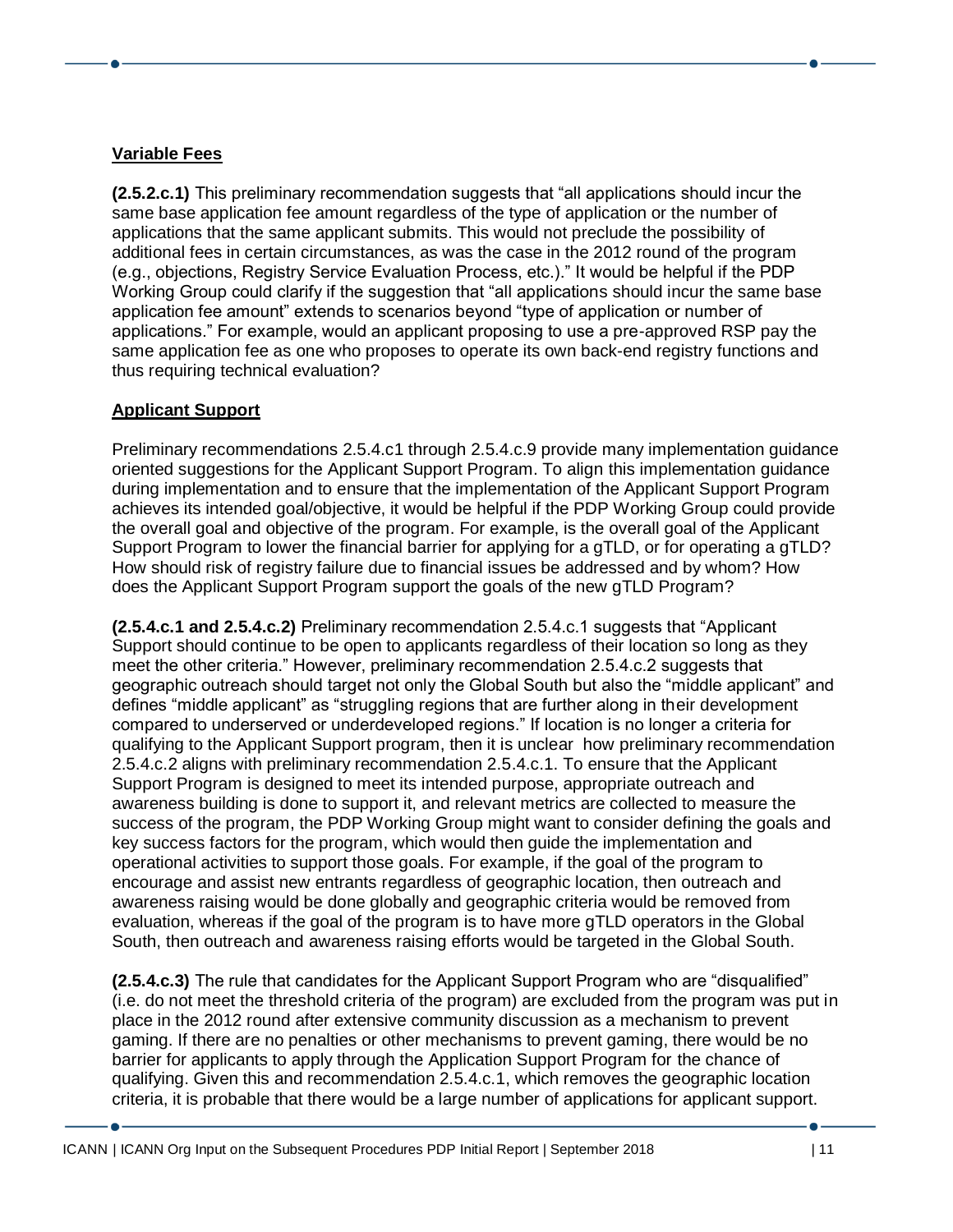**Variable Fees**

**(2.5.2.c.1)** This preliminary recommendation suggests that "all applications should incur the same base application fee amount regardless of the type of application or the number of applications that the same applicant submits. This would not preclude the possibility of additional fees in certain circumstances, as was the case in the 2012 round of the program (e.g., objections, Registry Service Evaluation Process, etc.)." It would be helpful if the PDP Working Group could clarify if the suggestion that "all applications should incur the same base application fee amount" extends to scenarios beyond "type of application or number of applications." For example, would an applicant proposing to use a pre-approved RSP pay the same application fee as one who proposes to operate its own back-end registry functions and thus requiring technical evaluation?

**Applicant Support**

Preliminary recommendations 2.5.4.c1 through 2.5.4.c.9 provide many implementation guidance oriented suggestions for the Applicant Support Program. To align this implementation guidance during implementation and to ensure that the implementation of the Applicant Support Program achieves its intended goal/objective, it would be helpful if the PDP Working Group could provide the overall goal and objective of the program. For example, is the overall goal of the Applicant Support Program to lower the financial barrier for applying for a gTLD, or for operating a gTLD? How should risk of registry failure due to financial issues be addressed and by whom? How does the Applicant Support Program support the goals of the new gTLD Program?

**(2.5.4.c.1 and 2.5.4.c.2)** Preliminary recommendation 2.5.4.c.1 suggests that "Applicant Support should continue to be open to applicants regardless of their location so long as they meet the other criteria." However, preliminary recommendation 2.5.4.c.2 suggests that geographic outreach should target not only the Global South but also the "middle applicant" and defines "middle applicant" as "struggling regions that are further along in their development compared to underserved or underdeveloped regions." If location is no longer a criteria for qualifying to the Applicant Support program, then it is unclear how preliminary recommendation 2.5.4.c.2 aligns with preliminary recommendation 2.5.4.c.1. To ensure that the Applicant Support Program is designed to meet its intended purpose, appropriate outreach and awareness building is done to support it, and relevant metrics are collected to measure the success of the program, the PDP Working Group might want to consider defining the goals and key success factors for the program, which would then guide the implementation and operational activities to support those goals. For example, if the goal of the program to encourage and assist new entrants regardless of geographic location, then outreach and awareness raising would be done globally and geographic criteria would be removed from evaluation, whereas if the goal of the program is to have more gTLD operators in the Global South, then outreach and awareness raising efforts would be targeted in the Global South.

**(2.5.4.c.3)** The rule that candidates for the Applicant Support Program who are "disqualified" (i.e. do not meet the threshold criteria of the program) are excluded from the program was put in place in the 2012 round after extensive community discussion as a mechanism to prevent gaming. If there are no penalties or other mechanisms to prevent gaming, there would be no barrier for applicants to apply through the Application Support Program for the chance of qualifying. Given this and recommendation 2.5.4.c.1, which removes the geographic location criteria, it is probable that there would be a large number of applications for applicant support.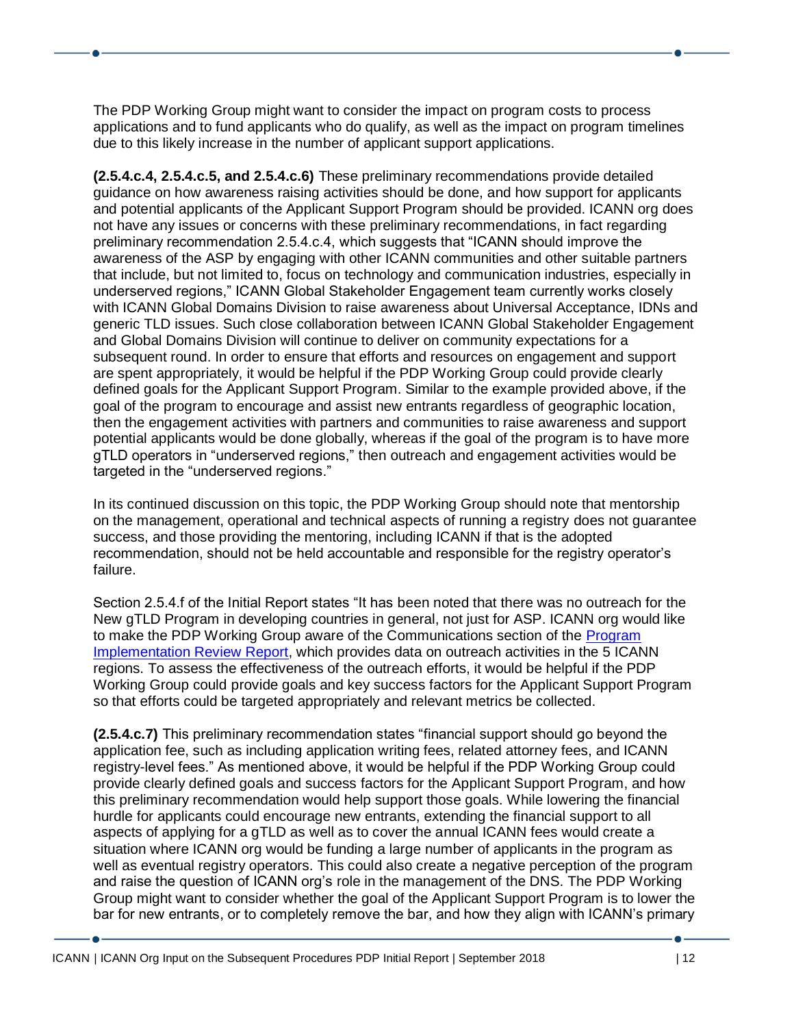The PDP Working Group might want to consider the impact on program costs to process applications and to fund applicants who do qualify, as well as the impact on program timelines due to this likely increase in the number of applicant support applications.

**(2.5.4.c.4, 2.5.4.c.5, and 2.5.4.c.6)** These preliminary recommendations provide detailed guidance on how awareness raising activities should be done, and how support for applicants and potential applicants of the Applicant Support Program should be provided. ICANN org does not have any issues or concerns with these preliminary recommendations, in fact regarding preliminary recommendation 2.5.4.c.4, which suggests that "ICANN should improve the awareness of the ASP by engaging with other ICANN communities and other suitable partners that include, but not limited to, focus on technology and communication industries, especially in underserved regions," ICANN Global Stakeholder Engagement team currently works closely with ICANN Global Domains Division to raise awareness about Universal Acceptance, IDNs and generic TLD issues. Such close collaboration between ICANN Global Stakeholder Engagement and Global Domains Division will continue to deliver on community expectations for a subsequent round. In order to ensure that efforts and resources on engagement and support are spent appropriately, it would be helpful if the PDP Working Group could provide clearly defined goals for the Applicant Support Program. Similar to the example provided above, if the goal of the program to encourage and assist new entrants regardless of geographic location, then the engagement activities with partners and communities to raise awareness and support potential applicants would be done globally, whereas if the goal of the program is to have more gTLD operators in "underserved regions," then outreach and engagement activities would be targeted in the "underserved regions."

In its continued discussion on this topic, the PDP Working Group should note that mentorship on the management, operational and technical aspects of running a registry does not guarantee success, and those providing the mentoring, including ICANN if that is the adopted recommendation, should not be held accountable and responsible for the registry operator's failure.

Section 2.5.4.f of the Initial Report states "It has been noted that there was no outreach for the New gTLD Program in developing countries in general, not just for ASP. ICANN org would like to make the PDP Working Group aware of the Communications section of the [Program Implementation Review Report](), which provides data on outreach activities in the 5 ICANN regions. To assess the effectiveness of the outreach efforts, it would be helpful if the PDP Working Group could provide goals and key success factors for the Applicant Support Program so that efforts could be targeted appropriately and relevant metrics be collected.

**(2.5.4.c.7)** This preliminary recommendation states "financial support should go beyond the application fee, such as including application writing fees, related attorney fees, and ICANN registry-level fees." As mentioned above, it would be helpful if the PDP Working Group could provide clearly defined goals and success factors for the Applicant Support Program, and how this preliminary recommendation would help support those goals. While lowering the financial hurdle for applicants could encourage new entrants, extending the financial support to all aspects of applying for a gTLD as well as to cover the annual ICANN fees would create a situation where ICANN org would be funding a large number of applicants in the program as well as eventual registry operators. This could also create a negative perception of the program and raise the question of ICANN org's role in the management of the DNS. The PDP Working Group might want to consider whether the goal of the Applicant Support Program is to lower the bar for new entrants, or to completely remove the bar, and how they align with ICANN's primary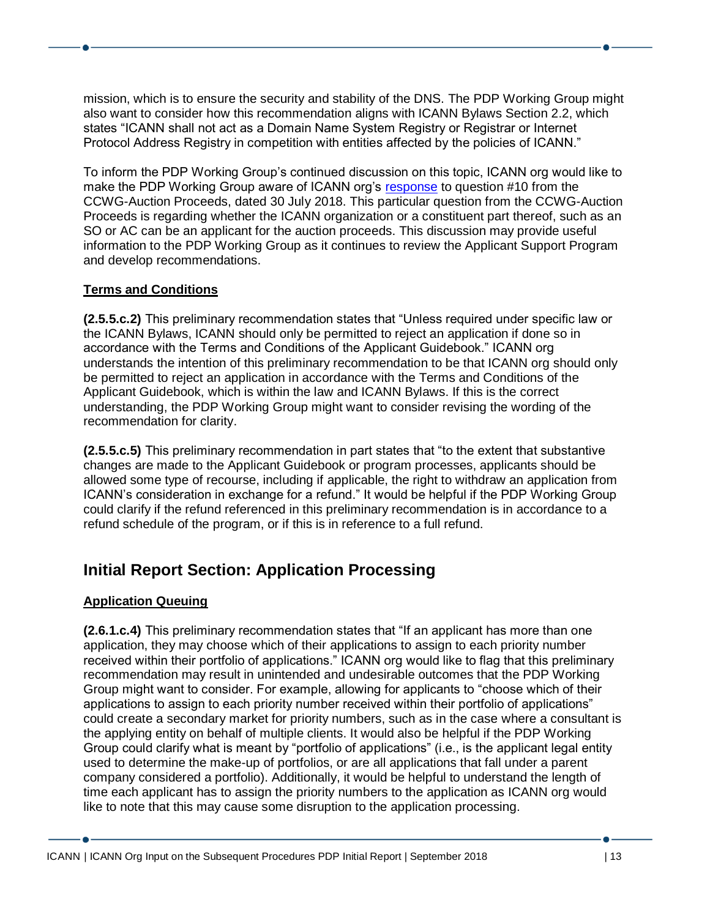mission, which is to ensure the security and stability of the DNS. The PDP Working Group might also want to consider how this recommendation aligns with ICANN Bylaws Section 2.2, which states "ICANN shall not act as a Domain Name System Registry or Registrar or Internet Protocol Address Registry in competition with entities affected by the policies of ICANN."

To inform the PDP Working Group's continued discussion on this topic, ICANN org would like to make the PDP Working Group aware of ICANN org's response to question #10 from the CCWG-Auction Proceeds, dated 30 July 2018. This particular question from the CCWG-Auction Proceeds is regarding whether the ICANN organization or a constituent part thereof, such as an SO or AC can be an applicant for the auction proceeds. This discussion may provide useful information to the PDP Working Group as it continues to review the Applicant Support Program and develop recommendations.

### Terms and Conditions

**(2.5.5.c.2)** This preliminary recommendation states that "Unless required under specific law or the ICANN Bylaws, ICANN should only be permitted to reject an application if done so in accordance with the Terms and Conditions of the Applicant Guidebook." ICANN org understands the intention of this preliminary recommendation to be that ICANN org should only be permitted to reject an application in accordance with the Terms and Conditions of the Applicant Guidebook, which is within the law and ICANN Bylaws. If this is the correct understanding, the PDP Working Group might want to consider revising the wording of the recommendation for clarity.

**(2.5.5.c.5)** This preliminary recommendation in part states that "to the extent that substantive changes are made to the Applicant Guidebook or program processes, applicants should be allowed some type of recourse, including if applicable, the right to withdraw an application from ICANN's consideration in exchange for a refund." It would be helpful if the PDP Working Group could clarify if the refund referenced in this preliminary recommendation is in accordance to a refund schedule of the program, or if this is in reference to a full refund.

## Initial Report Section: Application Processing

### Application Queuing

**(2.6.1.c.4)** This preliminary recommendation states that "If an applicant has more than one application, they may choose which of their applications to assign to each priority number received within their portfolio of applications." ICANN org would like to flag that this preliminary recommendation may result in unintended and undesirable outcomes that the PDP Working Group might want to consider. For example, allowing for applicants to "choose which of their applications to assign to each priority number received within their portfolio of applications" could create a secondary market for priority numbers, such as in the case where a consultant is the applying entity on behalf of multiple clients. It would also be helpful if the PDP Working Group could clarify what is meant by "portfolio of applications" (i.e., is the applicant legal entity used to determine the make-up of portfolios, or are all applications that fall under a parent company considered a portfolio). Additionally, it would be helpful to understand the length of time each applicant has to assign the priority numbers to the application as ICANN org would like to note that this may cause some disruption to the application processing.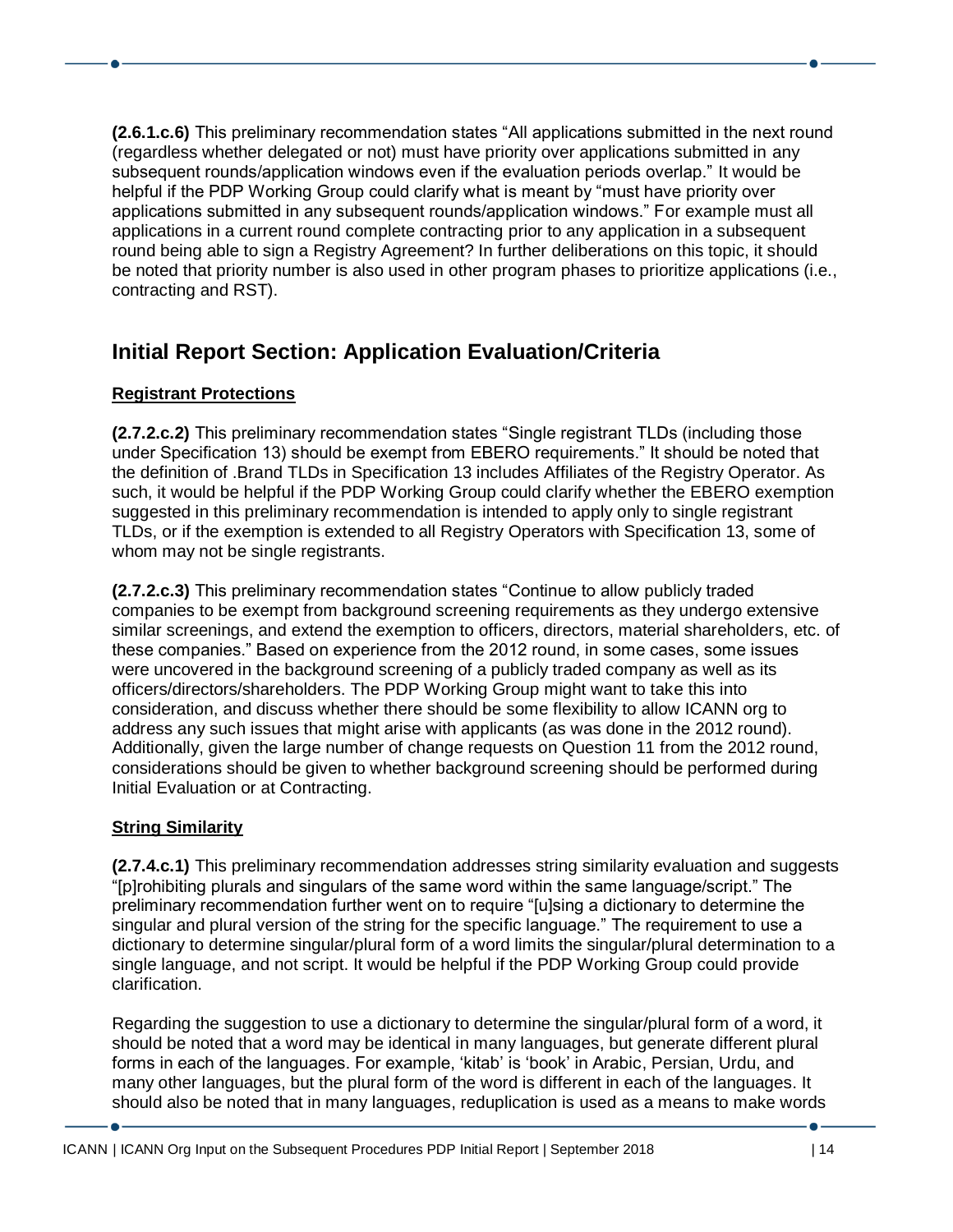**(2.6.1.c.6)** This preliminary recommendation states "All applications submitted in the next round (regardless whether delegated or not) must have priority over applications submitted in any subsequent rounds/application windows even if the evaluation periods overlap." It would be helpful if the PDP Working Group could clarify what is meant by "must have priority over applications submitted in any subsequent rounds/application windows." For example must all applications in a current round complete contracting prior to any application in a subsequent round being able to sign a Registry Agreement? In further deliberations on this topic, it should be noted that priority number is also used in other program phases to prioritize applications (i.e., contracting and RST).

## Initial Report Section: Application Evaluation/Criteria

### Registrant Protections

**(2.7.2.c.2)** This preliminary recommendation states "Single registrant TLDs (including those under Specification 13) should be exempt from EBERO requirements." It should be noted that the definition of .Brand TLDs in Specification 13 includes Affiliates of the Registry Operator. As such, it would be helpful if the PDP Working Group could clarify whether the EBERO exemption suggested in this preliminary recommendation is intended to apply only to single registrant TLDs, or if the exemption is extended to all Registry Operators with Specification 13, some of whom may not be single registrants.

**(2.7.2.c.3)** This preliminary recommendation states "Continue to allow publicly traded companies to be exempt from background screening requirements as they undergo extensive similar screenings, and extend the exemption to officers, directors, material shareholders, etc. of these companies." Based on experience from the 2012 round, in some cases, some issues were uncovered in the background screening of a publicly traded company as well as its officers/directors/shareholders. The PDP Working Group might want to take this into consideration, and discuss whether there should be some flexibility to allow ICANN org to address any such issues that might arise with applicants (as was done in the 2012 round). Additionally, given the large number of change requests on Question 11 from the 2012 round, considerations should be given to whether background screening should be performed during Initial Evaluation or at Contracting.

### String Similarity

**(2.7.4.c.1)** This preliminary recommendation addresses string similarity evaluation and suggests "[p]rohibiting plurals and singulars of the same word within the same language/script." The preliminary recommendation further went on to require "[u]sing a dictionary to determine the singular and plural version of the string for the specific language." The requirement to use a dictionary to determine singular/plural form of a word limits the singular/plural determination to a single language, and not script. It would be helpful if the PDP Working Group could provide clarification.

Regarding the suggestion to use a dictionary to determine the singular/plural form of a word, it should be noted that a word may be identical in many languages, but generate different plural forms in each of the languages. For example, 'kitab' is 'book' in Arabic, Persian, Urdu, and many other languages, but the plural form of the word is different in each of the languages. It should also be noted that in many languages, reduplication is used as a means to make words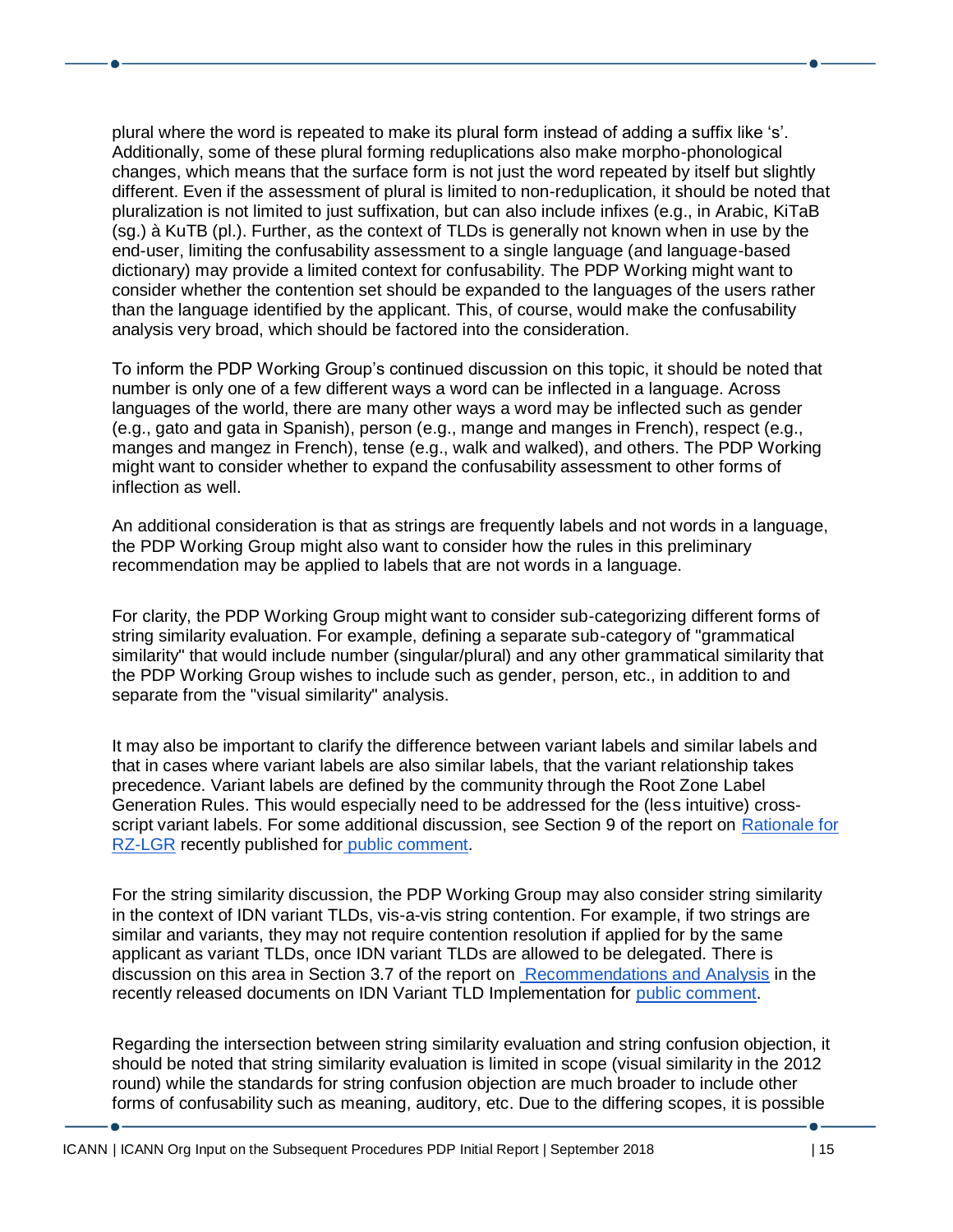plural where the word is repeated to make its plural form instead of adding a suffix like 's'. Additionally, some of these plural forming reduplications also make morpho-phonological changes, which means that the surface form is not just the word repeated by itself but slightly different. Even if the assessment of plural is limited to non-reduplication, it should be noted that pluralization is not limited to just suffixation, but can also include infixes (e.g., in Arabic, KiTaB (sg.) à KuTB (pl.). Further, as the context of TLDs is generally not known when in use by the end-user, limiting the confusability assessment to a single language (and language-based dictionary) may provide a limited context for confusability. The PDP Working might want to consider whether the contention set should be expanded to the languages of the users rather than the language identified by the applicant. This, of course, would make the confusability analysis very broad, which should be factored into the consideration.

To inform the PDP Working Group's continued discussion on this topic, it should be noted that number is only one of a few different ways a word can be inflected in a language. Across languages of the world, there are many other ways a word may be inflected such as gender (e.g., gato and gata in Spanish), person (e.g., mange and manges in French), respect (e.g., manges and mangez in French), tense (e.g., walk and walked), and others. The PDP Working might want to consider whether to expand the confusability assessment to other forms of inflection as well.

An additional consideration is that as strings are frequently labels and not words in a language, the PDP Working Group might also want to consider how the rules in this preliminary recommendation may be applied to labels that are not words in a language.

For clarity, the PDP Working Group might want to consider sub-categorizing different forms of string similarity evaluation. For example, defining a separate sub-category of "grammatical similarity" that would include number (singular/plural) and any other grammatical similarity that the PDP Working Group wishes to include such as gender, person, etc., in addition to and separate from the "visual similarity" analysis.

It may also be important to clarify the difference between variant labels and similar labels and that in cases where variant labels are also similar labels, that the variant relationship takes precedence. Variant labels are defined by the community through the Root Zone Label Generation Rules. This would especially need to be addressed for the (less intuitive) cross-script variant labels. For some additional discussion, see Section 9 of the report on Rationale for RZ-LGR recently published for public comment.

For the string similarity discussion, the PDP Working Group may also consider string similarity in the context of IDN variant TLDs, vis-a-vis string contention. For example, if two strings are similar and variants, they may not require contention resolution if applied for by the same applicant as variant TLDs, once IDN variant TLDs are allowed to be delegated. There is discussion on this area in Section 3.7 of the report on Recommendations and Analysis in the recently released documents on IDN Variant TLD Implementation for public comment.

Regarding the intersection between string similarity evaluation and string confusion objection, it should be noted that string similarity evaluation is limited in scope (visual similarity in the 2012 round) while the standards for string confusion objection are much broader to include other forms of confusability such as meaning, auditory, etc. Due to the differing scopes, it is possible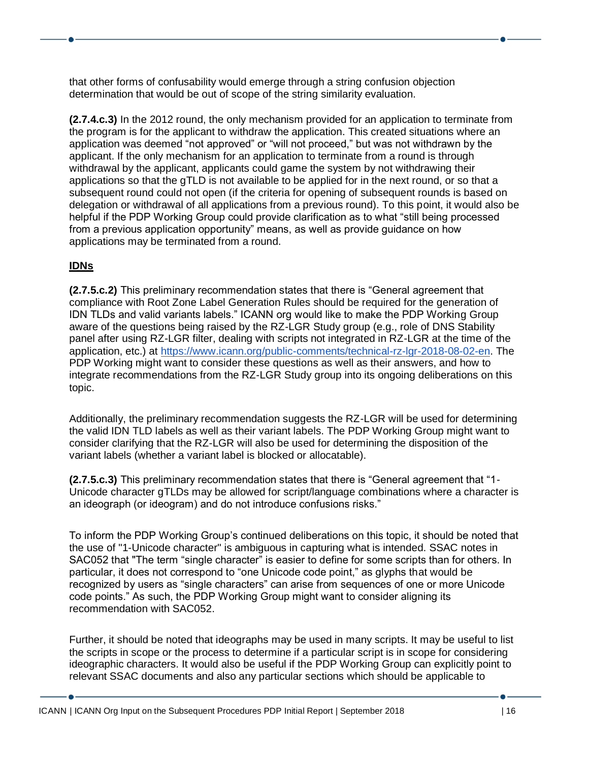that other forms of confusability would emerge through a string confusion objection determination that would be out of scope of the string similarity evaluation.

**(2.7.4.c.3)** In the 2012 round, the only mechanism provided for an application to terminate from the program is for the applicant to withdraw the application. This created situations where an application was deemed "not approved" or "will not proceed," but was not withdrawn by the applicant. If the only mechanism for an application to terminate from a round is through withdrawal by the applicant, applicants could game the system by not withdrawing their applications so that the gTLD is not available to be applied for in the next round, or so that a subsequent round could not open (if the criteria for opening of subsequent rounds is based on delegation or withdrawal of all applications from a previous round). To this point, it would also be helpful if the PDP Working Group could provide clarification as to what "still being processed from a previous application opportunity" means, as well as provide guidance on how applications may be terminated from a round.

**IDNs**

**(2.7.5.c.2)** This preliminary recommendation states that there is "General agreement that compliance with Root Zone Label Generation Rules should be required for the generation of IDN TLDs and valid variants labels." ICANN org would like to make the PDP Working Group aware of the questions being raised by the RZ-LGR Study group (e.g., role of DNS Stability panel after using RZ-LGR filter, dealing with scripts not integrated in RZ-LGR at the time of the application, etc.) at https://www.icann.org/public-comments/technical-rz-lgr-2018-08-02-en. The PDP Working might want to consider these questions as well as their answers, and how to integrate recommendations from the RZ-LGR Study group into its ongoing deliberations on this topic.

Additionally, the preliminary recommendation suggests the RZ-LGR will be used for determining the valid IDN TLD labels as well as their variant labels. The PDP Working Group might want to consider clarifying that the RZ-LGR will also be used for determining the disposition of the variant labels (whether a variant label is blocked or allocatable).

**(2.7.5.c.3)** This preliminary recommendation states that there is "General agreement that "1-Unicode character gTLDs may be allowed for script/language combinations where a character is an ideograph (or ideogram) and do not introduce confusions risks."

To inform the PDP Working Group's continued deliberations on this topic, it should be noted that the use of "1-Unicode character" is ambiguous in capturing what is intended. SSAC notes in SAC052 that "The term "single character" is easier to define for some scripts than for others. In particular, it does not correspond to "one Unicode code point," as glyphs that would be recognized by users as "single characters" can arise from sequences of one or more Unicode code points." As such, the PDP Working Group might want to consider aligning its recommendation with SAC052.

Further, it should be noted that ideographs may be used in many scripts. It may be useful to list the scripts in scope or the process to determine if a particular script is in scope for considering ideographic characters. It would also be useful if the PDP Working Group can explicitly point to relevant SSAC documents and also any particular sections which should be applicable to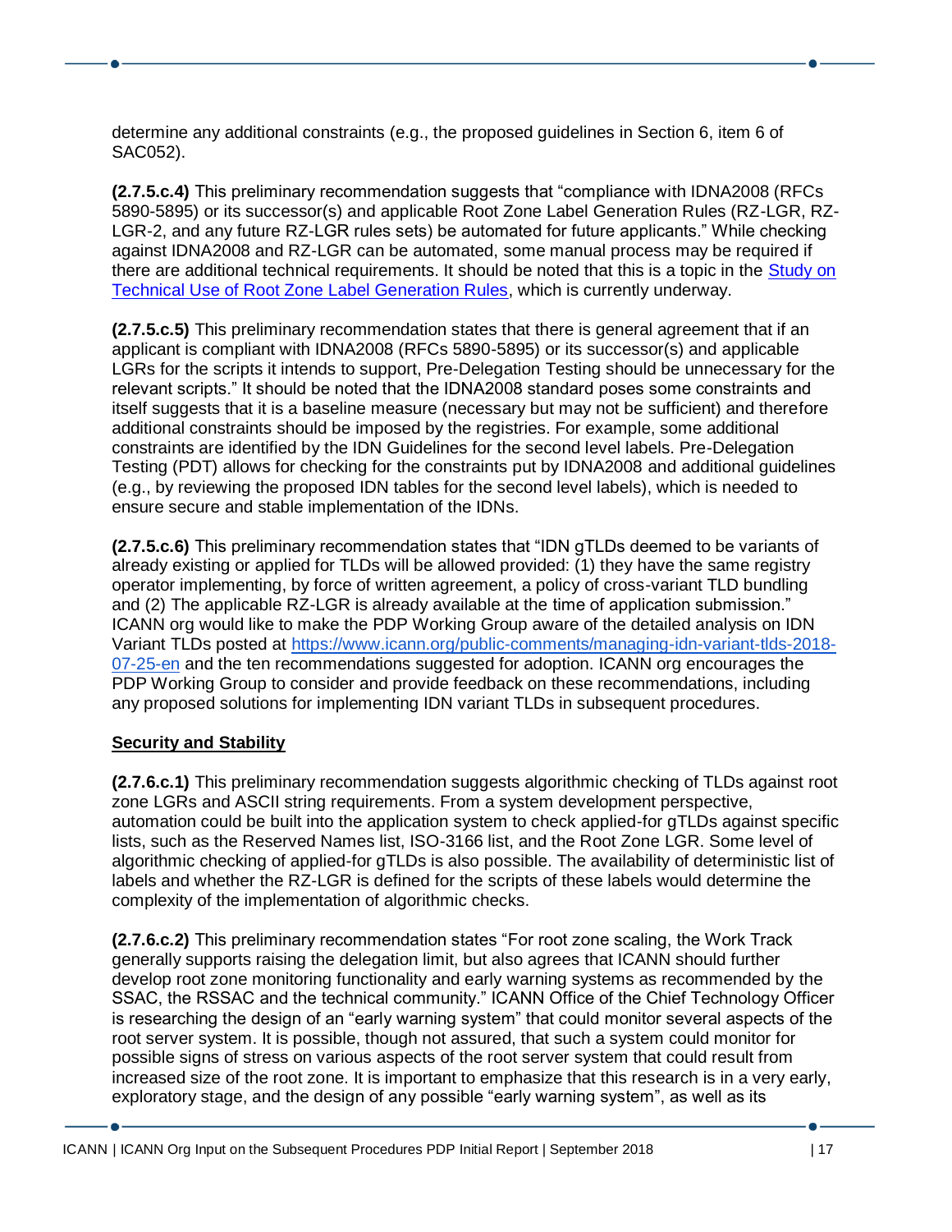determine any additional constraints (e.g., the proposed guidelines in Section 6, item 6 of SAC052).

**(2.7.5.c.4)** This preliminary recommendation suggests that "compliance with IDNA2008 (RFCs 5890-5895) or its successor(s) and applicable Root Zone Label Generation Rules (RZ-LGR, RZ-LGR-2, and any future RZ-LGR rules sets) be automated for future applicants." While checking against IDNA2008 and RZ-LGR can be automated, some manual process may be required if there are additional technical requirements. It should be noted that this is a topic in the [Study on Technical Use of Root Zone Label Generation Rules](), which is currently underway.

**(2.7.5.c.5)** This preliminary recommendation states that there is general agreement that if an applicant is compliant with IDNA2008 (RFCs 5890-5895) or its successor(s) and applicable LGRs for the scripts it intends to support, Pre-Delegation Testing should be unnecessary for the relevant scripts." It should be noted that the IDNA2008 standard poses some constraints and itself suggests that it is a baseline measure (necessary but may not be sufficient) and therefore additional constraints should be imposed by the registries. For example, some additional constraints are identified by the IDN Guidelines for the second level labels. Pre-Delegation Testing (PDT) allows for checking for the constraints put by IDNA2008 and additional guidelines (e.g., by reviewing the proposed IDN tables for the second level labels), which is needed to ensure secure and stable implementation of the IDNs.

**(2.7.5.c.6)** This preliminary recommendation states that "IDN gTLDs deemed to be variants of already existing or applied for TLDs will be allowed provided: (1) they have the same registry operator implementing, by force of written agreement, a policy of cross-variant TLD bundling and (2) The applicable RZ-LGR is already available at the time of application submission." ICANN org would like to make the PDP Working Group aware of the detailed analysis on IDN Variant TLDs posted at [https://www.icann.org/public-comments/managing-idn-variant-tlds-2018-07-25-en](https://www.icann.org/public-comments/managing-idn-variant-tlds-2018-07-25-en) and the ten recommendations suggested for adoption. ICANN org encourages the PDP Working Group to consider and provide feedback on these recommendations, including any proposed solutions for implementing IDN variant TLDs in subsequent procedures.

**Security and Stability**

**(2.7.6.c.1)** This preliminary recommendation suggests algorithmic checking of TLDs against root zone LGRs and ASCII string requirements. From a system development perspective, automation could be built into the application system to check applied-for gTLDs against specific lists, such as the Reserved Names list, ISO-3166 list, and the Root Zone LGR. Some level of algorithmic checking of applied-for gTLDs is also possible. The availability of deterministic list of labels and whether the RZ-LGR is defined for the scripts of these labels would determine the complexity of the implementation of algorithmic checks.

**(2.7.6.c.2)** This preliminary recommendation states "For root zone scaling, the Work Track generally supports raising the delegation limit, but also agrees that ICANN should further develop root zone monitoring functionality and early warning systems as recommended by the SSAC, the RSSAC and the technical community." ICANN Office of the Chief Technology Officer is researching the design of an "early warning system" that could monitor several aspects of the root server system. It is possible, though not assured, that such a system could monitor for possible signs of stress on various aspects of the root server system that could result from increased size of the root zone. It is important to emphasize that this research is in a very early, exploratory stage, and the design of any possible "early warning system", as well as its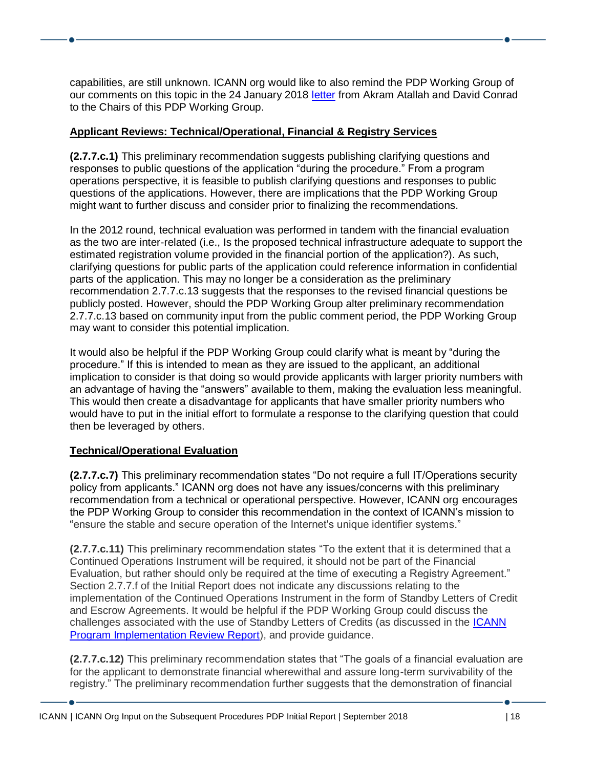capabilities, are still unknown. ICANN org would like to also remind the PDP Working Group of our comments on this topic in the 24 January 2018 [letter](#) from Akram Atallah and David Conrad to the Chairs of this PDP Working Group.

**Applicant Reviews: Technical/Operational, Financial & Registry Services**

**(2.7.7.c.1)** This preliminary recommendation suggests publishing clarifying questions and responses to public questions of the application "during the procedure." From a program operations perspective, it is feasible to publish clarifying questions and responses to public questions of the applications. However, there are implications that the PDP Working Group might want to further discuss and consider prior to finalizing the recommendations.

In the 2012 round, technical evaluation was performed in tandem with the financial evaluation as the two are inter-related (i.e., Is the proposed technical infrastructure adequate to support the estimated registration volume provided in the financial portion of the application?). As such, clarifying questions for public parts of the application could reference information in confidential parts of the application. This may no longer be a consideration as the preliminary recommendation 2.7.7.c.13 suggests that the responses to the revised financial questions be publicly posted. However, should the PDP Working Group alter preliminary recommendation 2.7.7.c.13 based on community input from the public comment period, the PDP Working Group may want to consider this potential implication.

It would also be helpful if the PDP Working Group could clarify what is meant by "during the procedure." If this is intended to mean as they are issued to the applicant, an additional implication to consider is that doing so would provide applicants with larger priority numbers with an advantage of having the "answers" available to them, making the evaluation less meaningful. This would then create a disadvantage for applicants that have smaller priority numbers who would have to put in the initial effort to formulate a response to the clarifying question that could then be leveraged by others.

**Technical/Operational Evaluation**

**(2.7.7.c.7)** This preliminary recommendation states "Do not require a full IT/Operations security policy from applicants." ICANN org does not have any issues/concerns with this preliminary recommendation from a technical or operational perspective. However, ICANN org encourages the PDP Working Group to consider this recommendation in the context of ICANN's mission to "ensure the stable and secure operation of the Internet's unique identifier systems."

**(2.7.7.c.11)** This preliminary recommendation states "To the extent that it is determined that a Continued Operations Instrument will be required, it should not be part of the Financial Evaluation, but rather should only be required at the time of executing a Registry Agreement." Section 2.7.7.f of the Initial Report does not indicate any discussions relating to the implementation of the Continued Operations Instrument in the form of Standby Letters of Credit and Escrow Agreements. It would be helpful if the PDP Working Group could discuss the challenges associated with the use of Standby Letters of Credits (as discussed in the [ICANN Program Implementation Review Report](#)), and provide guidance.

**(2.7.7.c.12)** This preliminary recommendation states that "The goals of a financial evaluation are for the applicant to demonstrate financial wherewithal and assure long-term survivability of the registry." The preliminary recommendation further suggests that the demonstration of financial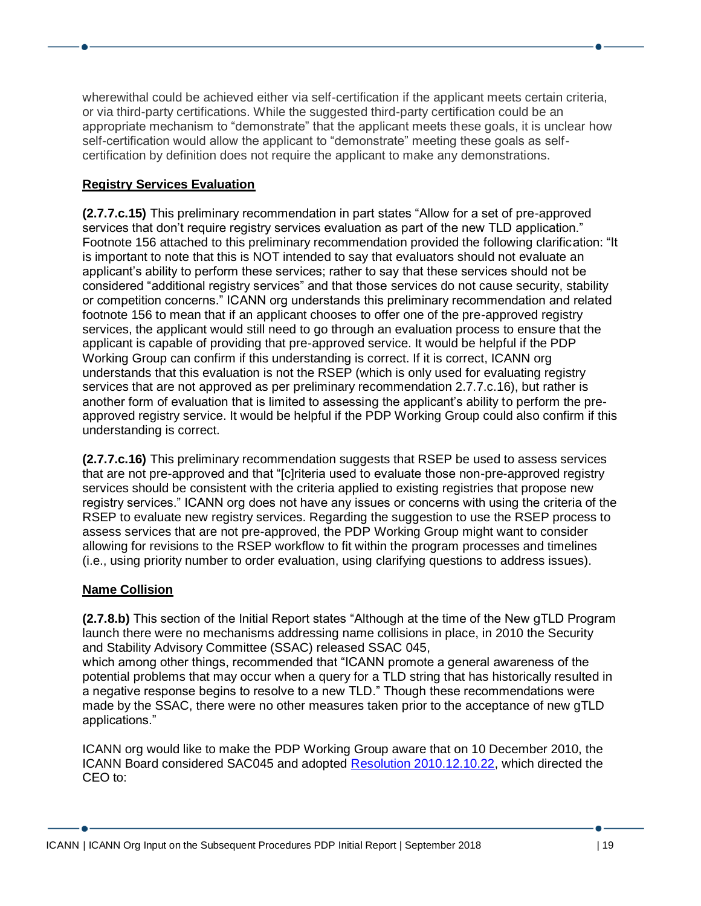wherewithal could be achieved either via self-certification if the applicant meets certain criteria, or via third-party certifications. While the suggested third-party certification could be an appropriate mechanism to "demonstrate" that the applicant meets these goals, it is unclear how self-certification would allow the applicant to "demonstrate" meeting these goals as self-certification by definition does not require the applicant to make any demonstrations.

**Registry Services Evaluation**

**(2.7.7.c.15)** This preliminary recommendation in part states "Allow for a set of pre-approved services that don't require registry services evaluation as part of the new TLD application." Footnote 156 attached to this preliminary recommendation provided the following clarification: "It is important to note that this is NOT intended to say that evaluators should not evaluate an applicant's ability to perform these services; rather to say that these services should not be considered "additional registry services" and that those services do not cause security, stability or competition concerns." ICANN org understands this preliminary recommendation and related footnote 156 to mean that if an applicant chooses to offer one of the pre-approved registry services, the applicant would still need to go through an evaluation process to ensure that the applicant is capable of providing that pre-approved service. It would be helpful if the PDP Working Group can confirm if this understanding is correct. If it is correct, ICANN org understands that this evaluation is not the RSEP (which is only used for evaluating registry services that are not approved as per preliminary recommendation 2.7.7.c.16), but rather is another form of evaluation that is limited to assessing the applicant's ability to perform the pre-approved registry service. It would be helpful if the PDP Working Group could also confirm if this understanding is correct.

**(2.7.7.c.16)** This preliminary recommendation suggests that RSEP be used to assess services that are not pre-approved and that "[c]riteria used to evaluate those non-pre-approved registry services should be consistent with the criteria applied to existing registries that propose new registry services." ICANN org does not have any issues or concerns with using the criteria of the RSEP to evaluate new registry services. Regarding the suggestion to use the RSEP process to assess services that are not pre-approved, the PDP Working Group might want to consider allowing for revisions to the RSEP workflow to fit within the program processes and timelines (i.e., using priority number to order evaluation, using clarifying questions to address issues).

**Name Collision**

**(2.7.8.b)** This section of the Initial Report states "Although at the time of the New gTLD Program launch there were no mechanisms addressing name collisions in place, in 2010 the Security and Stability Advisory Committee (SSAC) released SSAC 045, which among other things, recommended that "ICANN promote a general awareness of the potential problems that may occur when a query for a TLD string that has historically resulted in a negative response begins to resolve to a new TLD." Though these recommendations were made by the SSAC, there were no other measures taken prior to the acceptance of new gTLD applications."

ICANN org would like to make the PDP Working Group aware that on 10 December 2010, the ICANN Board considered SAC045 and adopted [Resolution 2010.12.10.22](), which directed the CEO to: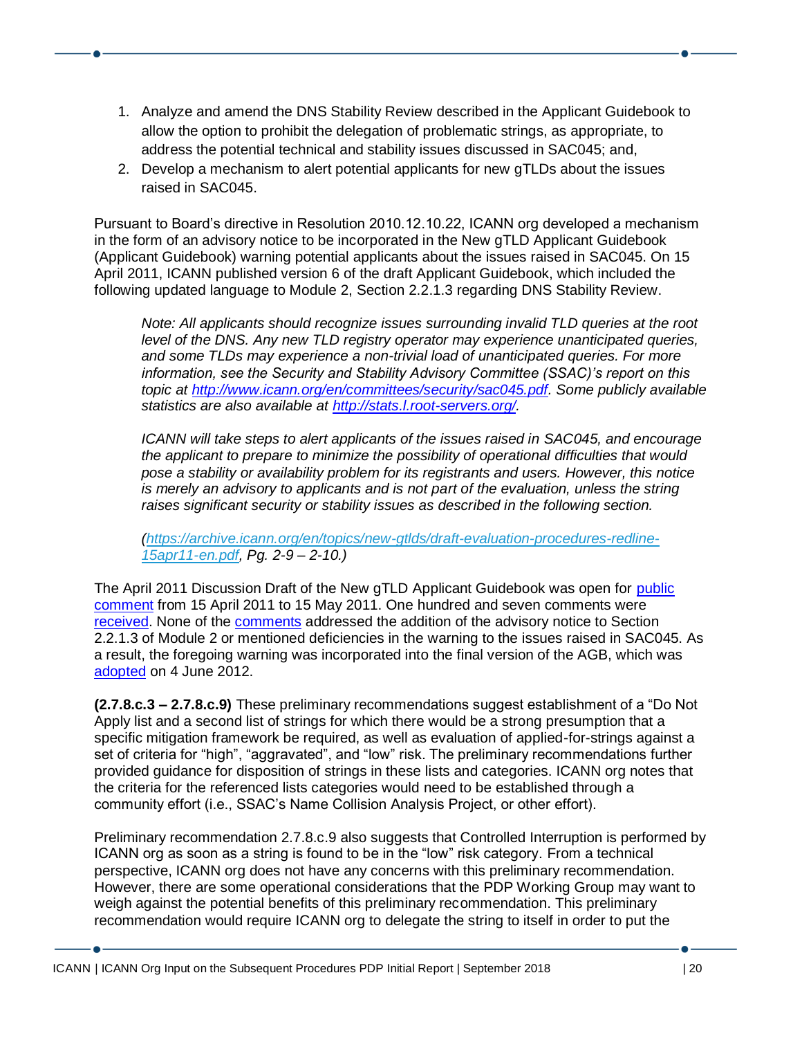1. Analyze and amend the DNS Stability Review described in the Applicant Guidebook to allow the option to prohibit the delegation of problematic strings, as appropriate, to address the potential technical and stability issues discussed in SAC045; and,
2. Develop a mechanism to alert potential applicants for new gTLDs about the issues raised in SAC045.

Pursuant to Board's directive in Resolution 2010.12.10.22, ICANN org developed a mechanism in the form of an advisory notice to be incorporated in the New gTLD Applicant Guidebook (Applicant Guidebook) warning potential applicants about the issues raised in SAC045. On 15 April 2011, ICANN published version 6 of the draft Applicant Guidebook, which included the following updated language to Module 2, Section 2.2.1.3 regarding DNS Stability Review.

> *Note: All applicants should recognize issues surrounding invalid TLD queries at the root level of the DNS. Any new TLD registry operator may experience unanticipated queries, and some TLDs may experience a non-trivial load of unanticipated queries. For more information, see the Security and Stability Advisory Committee (SSAC)'s report on this topic at [http://www.icann.org/en/committees/security/sac045.pdf](http://www.icann.org/en/committees/security/sac045.pdf). Some publicly available statistics are also available at [http://stats.l.root-servers.org/](http://stats.l.root-servers.org/).*
>
> *ICANN will take steps to alert applicants of the issues raised in SAC045, and encourage the applicant to prepare to minimize the possibility of operational difficulties that would pose a stability or availability problem for its registrants and users. However, this notice is merely an advisory to applicants and is not part of the evaluation, unless the string raises significant security or stability issues as described in the following section.*
>
> *([https://archive.icann.org/en/topics/new-gtlds/draft-evaluation-procedures-redline-15apr11-en.pdf](https://archive.icann.org/en/topics/new-gtlds/draft-evaluation-procedures-redline-15apr11-en.pdf), Pg. 2-9 – 2-10.)*

The April 2011 Discussion Draft of the New gTLD Applicant Guidebook was open for public comment from 15 April 2011 to 15 May 2011. One hundred and seven comments were received. None of the comments addressed the addition of the advisory notice to Section 2.2.1.3 of Module 2 or mentioned deficiencies in the warning to the issues raised in SAC045. As a result, the foregoing warning was incorporated into the final version of the AGB, which was adopted on 4 June 2012.

**(2.7.8.c.3 – 2.7.8.c.9)** These preliminary recommendations suggest establishment of a "Do Not Apply list and a second list of strings for which there would be a strong presumption that a specific mitigation framework be required, as well as evaluation of applied-for-strings against a set of criteria for "high", "aggravated", and "low" risk. The preliminary recommendations further provided guidance for disposition of strings in these lists and categories. ICANN org notes that the criteria for the referenced lists categories would need to be established through a community effort (i.e., SSAC's Name Collision Analysis Project, or other effort).

Preliminary recommendation 2.7.8.c.9 also suggests that Controlled Interruption is performed by ICANN org as soon as a string is found to be in the "low" risk category. From a technical perspective, ICANN org does not have any concerns with this preliminary recommendation. However, there are some operational considerations that the PDP Working Group may want to weigh against the potential benefits of this preliminary recommendation. This preliminary recommendation would require ICANN org to delegate the string to itself in order to put the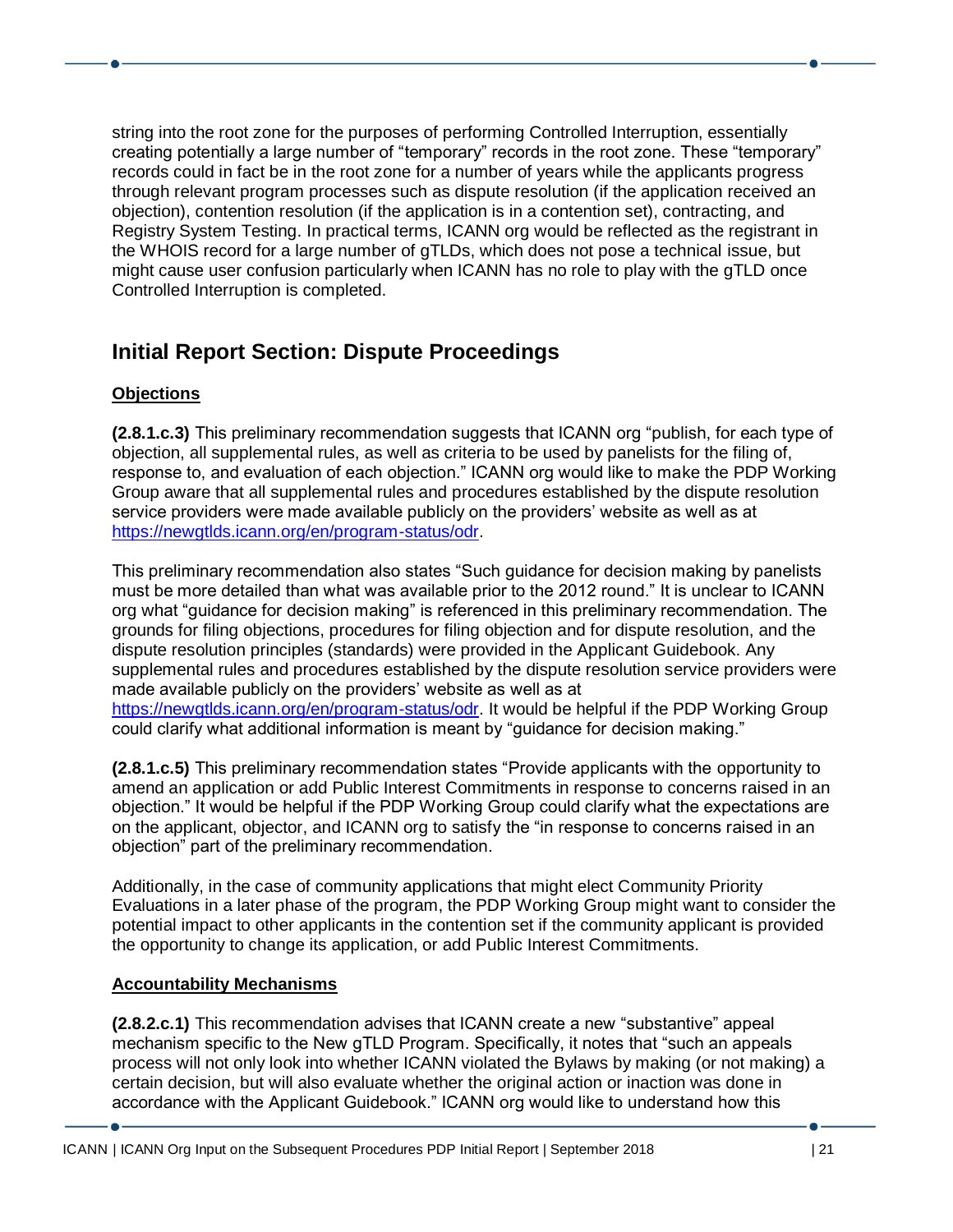string into the root zone for the purposes of performing Controlled Interruption, essentially creating potentially a large number of "temporary" records in the root zone. These "temporary" records could in fact be in the root zone for a number of years while the applicants progress through relevant program processes such as dispute resolution (if the application received an objection), contention resolution (if the application is in a contention set), contracting, and Registry System Testing. In practical terms, ICANN org would be reflected as the registrant in the WHOIS record for a large number of gTLDs, which does not pose a technical issue, but might cause user confusion particularly when ICANN has no role to play with the gTLD once Controlled Interruption is completed.

## Initial Report Section: Dispute Proceedings

**Objections**

**(2.8.1.c.3)** This preliminary recommendation suggests that ICANN org "publish, for each type of objection, all supplemental rules, as well as criteria to be used by panelists for the filing of, response to, and evaluation of each objection." ICANN org would like to make the PDP Working Group aware that all supplemental rules and procedures established by the dispute resolution service providers were made available publicly on the providers' website as well as at https://newgtlds.icann.org/en/program-status/odr.

This preliminary recommendation also states "Such guidance for decision making by panelists must be more detailed than what was available prior to the 2012 round." It is unclear to ICANN org what "guidance for decision making" is referenced in this preliminary recommendation. The grounds for filing objections, procedures for filing objection and for dispute resolution, and the dispute resolution principles (standards) were provided in the Applicant Guidebook. Any supplemental rules and procedures established by the dispute resolution service providers were made available publicly on the providers' website as well as at https://newgtlds.icann.org/en/program-status/odr. It would be helpful if the PDP Working Group could clarify what additional information is meant by "guidance for decision making."

**(2.8.1.c.5)** This preliminary recommendation states "Provide applicants with the opportunity to amend an application or add Public Interest Commitments in response to concerns raised in an objection." It would be helpful if the PDP Working Group could clarify what the expectations are on the applicant, objector, and ICANN org to satisfy the "in response to concerns raised in an objection" part of the preliminary recommendation.

Additionally, in the case of community applications that might elect Community Priority Evaluations in a later phase of the program, the PDP Working Group might want to consider the potential impact to other applicants in the contention set if the community applicant is provided the opportunity to change its application, or add Public Interest Commitments.

**Accountability Mechanisms**

**(2.8.2.c.1)** This recommendation advises that ICANN create a new "substantive" appeal mechanism specific to the New gTLD Program. Specifically, it notes that "such an appeals process will not only look into whether ICANN violated the Bylaws by making (or not making) a certain decision, but will also evaluate whether the original action or inaction was done in accordance with the Applicant Guidebook." ICANN org would like to understand how this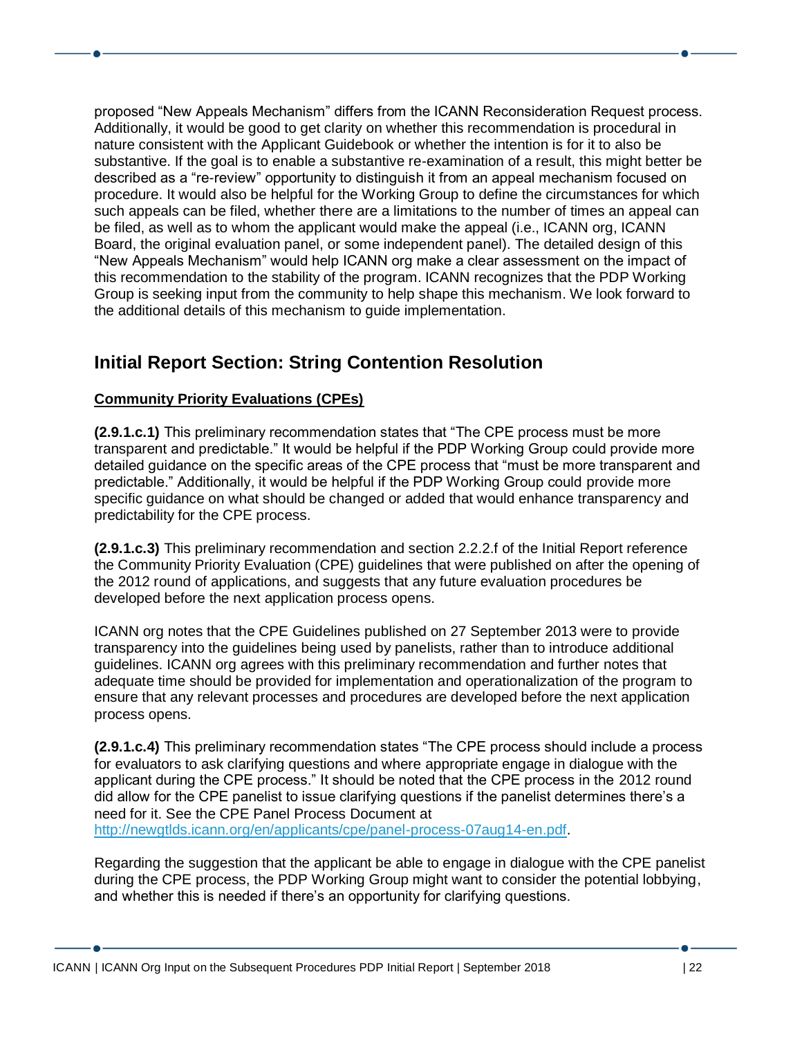proposed "New Appeals Mechanism" differs from the ICANN Reconsideration Request process. Additionally, it would be good to get clarity on whether this recommendation is procedural in nature consistent with the Applicant Guidebook or whether the intention is for it to also be substantive. If the goal is to enable a substantive re-examination of a result, this might better be described as a "re-review" opportunity to distinguish it from an appeal mechanism focused on procedure. It would also be helpful for the Working Group to define the circumstances for which such appeals can be filed, whether there are a limitations to the number of times an appeal can be filed, as well as to whom the applicant would make the appeal (i.e., ICANN org, ICANN Board, the original evaluation panel, or some independent panel). The detailed design of this "New Appeals Mechanism" would help ICANN org make a clear assessment on the impact of this recommendation to the stability of the program. ICANN recognizes that the PDP Working Group is seeking input from the community to help shape this mechanism. We look forward to the additional details of this mechanism to guide implementation.

## Initial Report Section: String Contention Resolution

### Community Priority Evaluations (CPEs)

**(2.9.1.c.1)** This preliminary recommendation states that "The CPE process must be more transparent and predictable." It would be helpful if the PDP Working Group could provide more detailed guidance on the specific areas of the CPE process that "must be more transparent and predictable." Additionally, it would be helpful if the PDP Working Group could provide more specific guidance on what should be changed or added that would enhance transparency and predictability for the CPE process.

**(2.9.1.c.3)** This preliminary recommendation and section 2.2.2.f of the Initial Report reference the Community Priority Evaluation (CPE) guidelines that were published on after the opening of the 2012 round of applications, and suggests that any future evaluation procedures be developed before the next application process opens.

ICANN org notes that the CPE Guidelines published on 27 September 2013 were to provide transparency into the guidelines being used by panelists, rather than to introduce additional guidelines. ICANN org agrees with this preliminary recommendation and further notes that adequate time should be provided for implementation and operationalization of the program to ensure that any relevant processes and procedures are developed before the next application process opens.

**(2.9.1.c.4)** This preliminary recommendation states "The CPE process should include a process for evaluators to ask clarifying questions and where appropriate engage in dialogue with the applicant during the CPE process." It should be noted that the CPE process in the 2012 round did allow for the CPE panelist to issue clarifying questions if the panelist determines there's a need for it. See the CPE Panel Process Document at http://newgtlds.icann.org/en/applicants/cpe/panel-process-07aug14-en.pdf.

Regarding the suggestion that the applicant be able to engage in dialogue with the CPE panelist during the CPE process, the PDP Working Group might want to consider the potential lobbying, and whether this is needed if there's an opportunity for clarifying questions.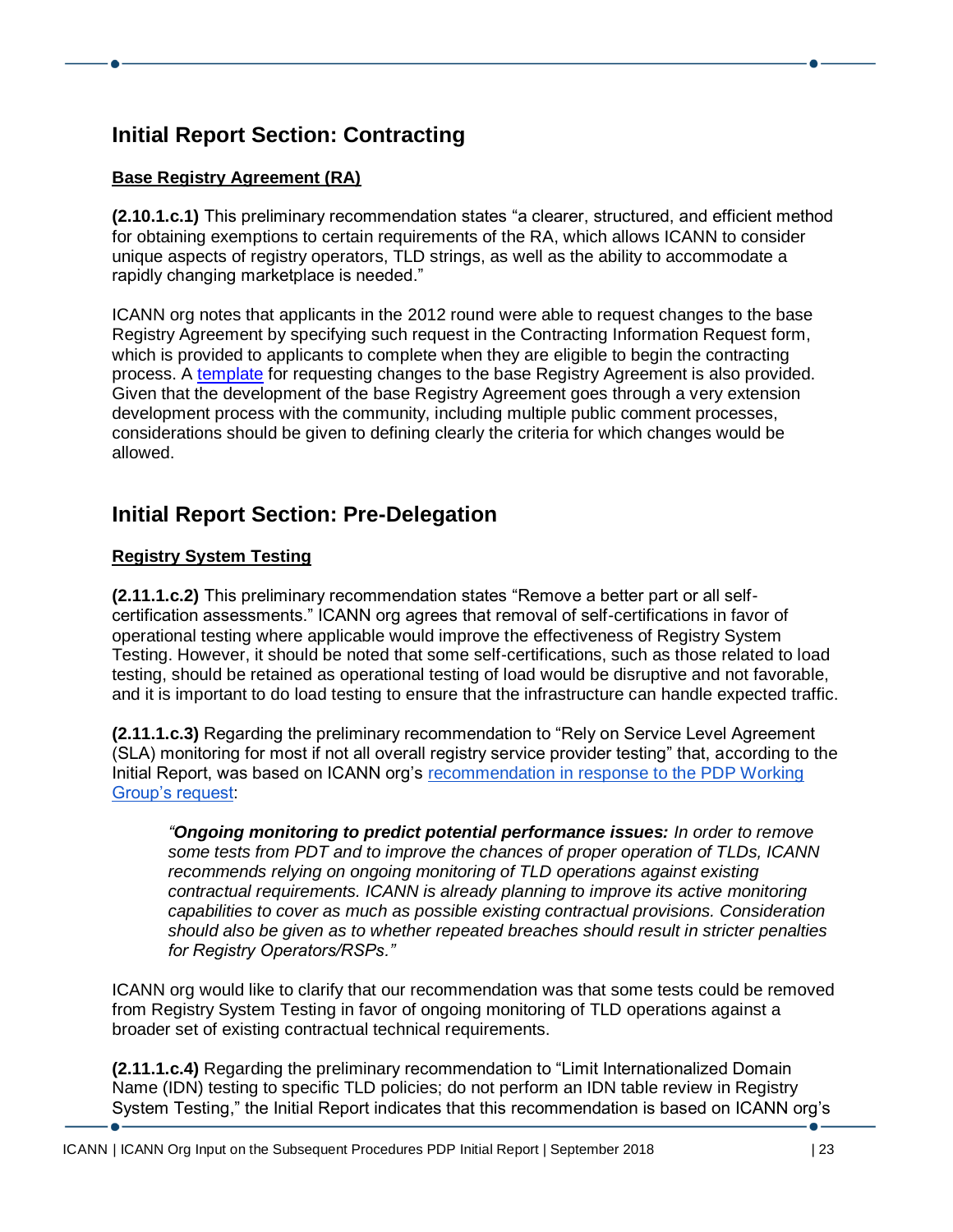## Initial Report Section: Contracting

**Base Registry Agreement (RA)**

**(2.10.1.c.1)** This preliminary recommendation states "a clearer, structured, and efficient method for obtaining exemptions to certain requirements of the RA, which allows ICANN to consider unique aspects of registry operators, TLD strings, as well as the ability to accommodate a rapidly changing marketplace is needed."

ICANN org notes that applicants in the 2012 round were able to request changes to the base Registry Agreement by specifying such request in the Contracting Information Request form, which is provided to applicants to complete when they are eligible to begin the contracting process. A template for requesting changes to the base Registry Agreement is also provided. Given that the development of the base Registry Agreement goes through a very extension development process with the community, including multiple public comment processes, considerations should be given to defining clearly the criteria for which changes would be allowed.

## Initial Report Section: Pre-Delegation

**Registry System Testing**

**(2.11.1.c.2)** This preliminary recommendation states "Remove a better part or all self-certification assessments." ICANN org agrees that removal of self-certifications in favor of operational testing where applicable would improve the effectiveness of Registry System Testing. However, it should be noted that some self-certifications, such as those related to load testing, should be retained as operational testing of load would be disruptive and not favorable, and it is important to do load testing to ensure that the infrastructure can handle expected traffic.

**(2.11.1.c.3)** Regarding the preliminary recommendation to "Rely on Service Level Agreement (SLA) monitoring for most if not all overall registry service provider testing" that, according to the Initial Report, was based on ICANN org's recommendation in response to the PDP Working Group's request:

> *"**Ongoing monitoring to predict potential performance issues:** In order to remove some tests from PDT and to improve the chances of proper operation of TLDs, ICANN recommends relying on ongoing monitoring of TLD operations against existing contractual requirements. ICANN is already planning to improve its active monitoring capabilities to cover as much as possible existing contractual provisions. Consideration should also be given as to whether repeated breaches should result in stricter penalties for Registry Operators/RSPs."*

ICANN org would like to clarify that our recommendation was that some tests could be removed from Registry System Testing in favor of ongoing monitoring of TLD operations against a broader set of existing contractual technical requirements.

**(2.11.1.c.4)** Regarding the preliminary recommendation to "Limit Internationalized Domain Name (IDN) testing to specific TLD policies; do not perform an IDN table review in Registry System Testing," the Initial Report indicates that this recommendation is based on ICANN org's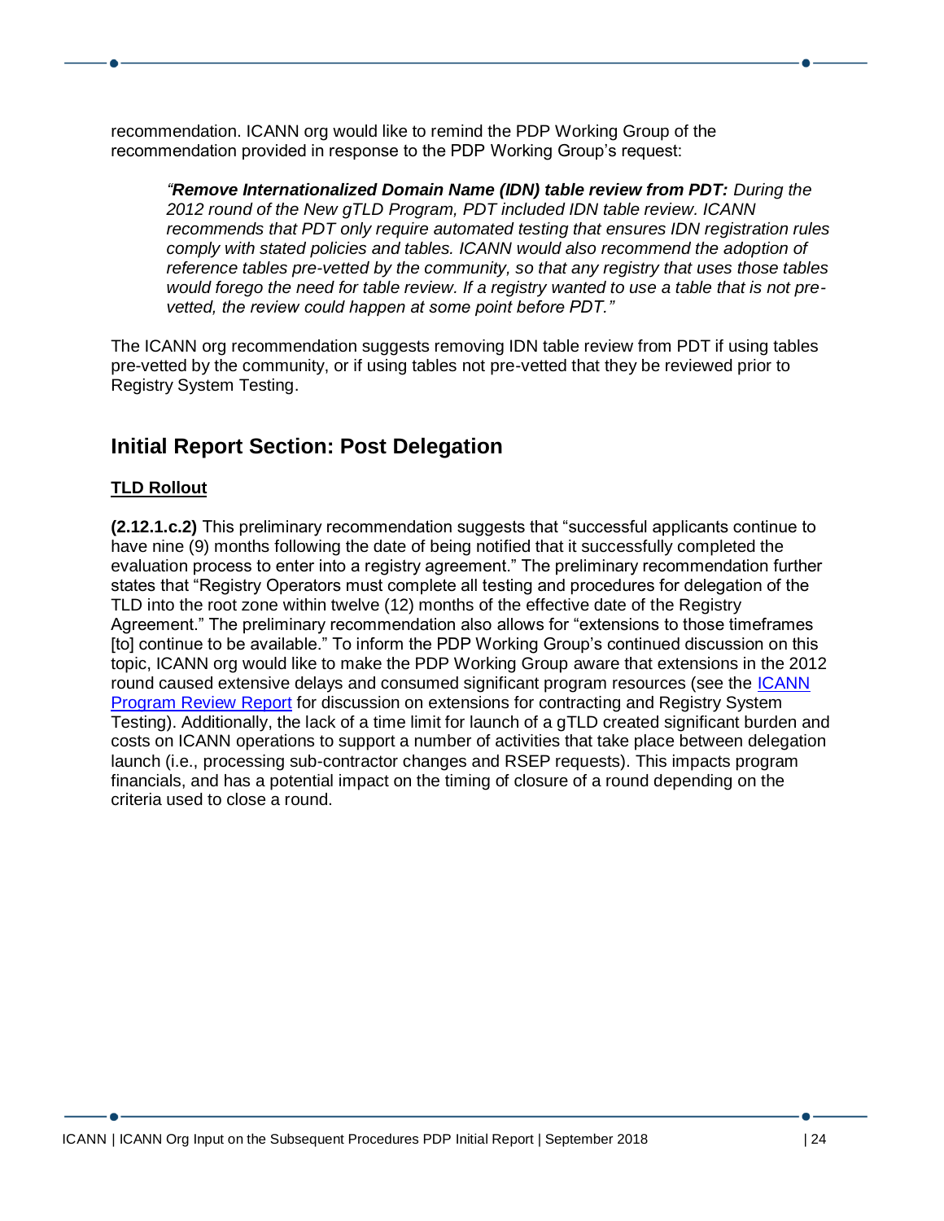recommendation. ICANN org would like to remind the PDP Working Group of the recommendation provided in response to the PDP Working Group's request:

> *"**Remove Internationalized Domain Name (IDN) table review from PDT:** During the 2012 round of the New gTLD Program, PDT included IDN table review. ICANN recommends that PDT only require automated testing that ensures IDN registration rules comply with stated policies and tables. ICANN would also recommend the adoption of reference tables pre-vetted by the community, so that any registry that uses those tables would forego the need for table review. If a registry wanted to use a table that is not pre-vetted, the review could happen at some point before PDT."*

The ICANN org recommendation suggests removing IDN table review from PDT if using tables pre-vetted by the community, or if using tables not pre-vetted that they be reviewed prior to Registry System Testing.

## Initial Report Section: Post Delegation

### TLD Rollout

**(2.12.1.c.2)** This preliminary recommendation suggests that "successful applicants continue to have nine (9) months following the date of being notified that it successfully completed the evaluation process to enter into a registry agreement." The preliminary recommendation further states that "Registry Operators must complete all testing and procedures for delegation of the TLD into the root zone within twelve (12) months of the effective date of the Registry Agreement." The preliminary recommendation also allows for "extensions to those timeframes [to] continue to be available." To inform the PDP Working Group's continued discussion on this topic, ICANN org would like to make the PDP Working Group aware that extensions in the 2012 round caused extensive delays and consumed significant program resources (see the ICANN Program Review Report for discussion on extensions for contracting and Registry System Testing). Additionally, the lack of a time limit for launch of a gTLD created significant burden and costs on ICANN operations to support a number of activities that take place between delegation launch (i.e., processing sub-contractor changes and RSEP requests). This impacts program financials, and has a potential impact on the timing of closure of a round depending on the criteria used to close a round.